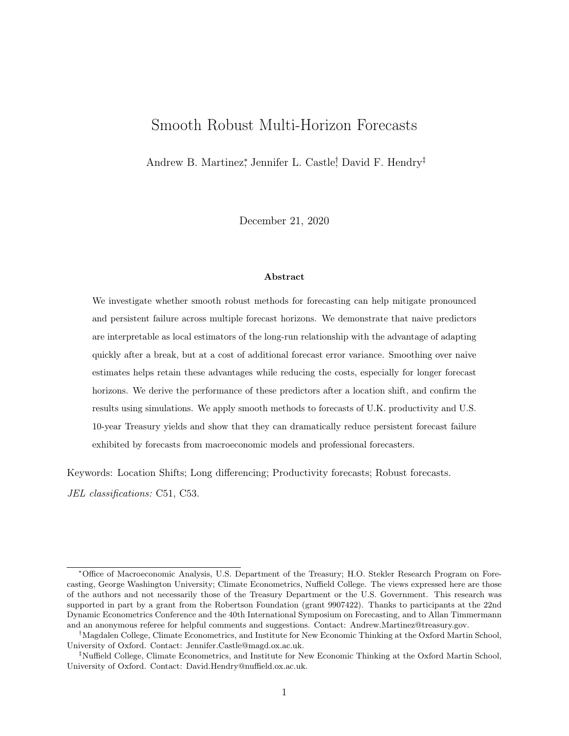# Smooth Robust Multi-Horizon Forecasts

Andrew B. Martinez[*], Jennifer L. Castle[†], David F. Hendry[‡]

December 21, 2020

**Abstract**

We investigate whether smooth robust methods for forecasting can help mitigate pronounced and persistent failure across multiple forecast horizons. We demonstrate that naive predictors are interpretable as local estimators of the long-run relationship with the advantage of adapting quickly after a break, but at a cost of additional forecast error variance. Smoothing over naive estimates helps retain these advantages while reducing the costs, especially for longer forecast horizons. We derive the performance of these predictors after a location shift, and confirm the results using simulations. We apply smooth methods to forecasts of U.K. productivity and U.S. 10-year Treasury yields and show that they can dramatically reduce persistent forecast failure exhibited by forecasts from macroeconomic models and professional forecasters.

Keywords: Location Shifts; Long differencing; Productivity forecasts; Robust forecasts.

*JEL classifications:* C51, C53.

---

[*] Office of Macroeconomic Analysis, U.S. Department of the Treasury; H.O. Stekler Research Program on Forecasting, George Washington University; Climate Econometrics, Nuffield College. The views expressed here are those of the authors and not necessarily those of the Treasury Department or the U.S. Government. This research was supported in part by a grant from the Robertson Foundation (grant 9907422). Thanks to participants at the 22nd Dynamic Econometrics Conference and the 40th International Symposium on Forecasting, and to Allan Timmermann and an anonymous referee for helpful comments and suggestions. Contact: Andrew.Martinez@treasury.gov.

[†] Magdalen College, Climate Econometrics, and Institute for New Economic Thinking at the Oxford Martin School, University of Oxford. Contact: Jennifer.Castle@magd.ox.ac.uk.

[‡] Nuffield College, Climate Econometrics, and Institute for New Economic Thinking at the Oxford Martin School, University of Oxford. Contact: David.Hendry@nuffield.ox.ac.uk.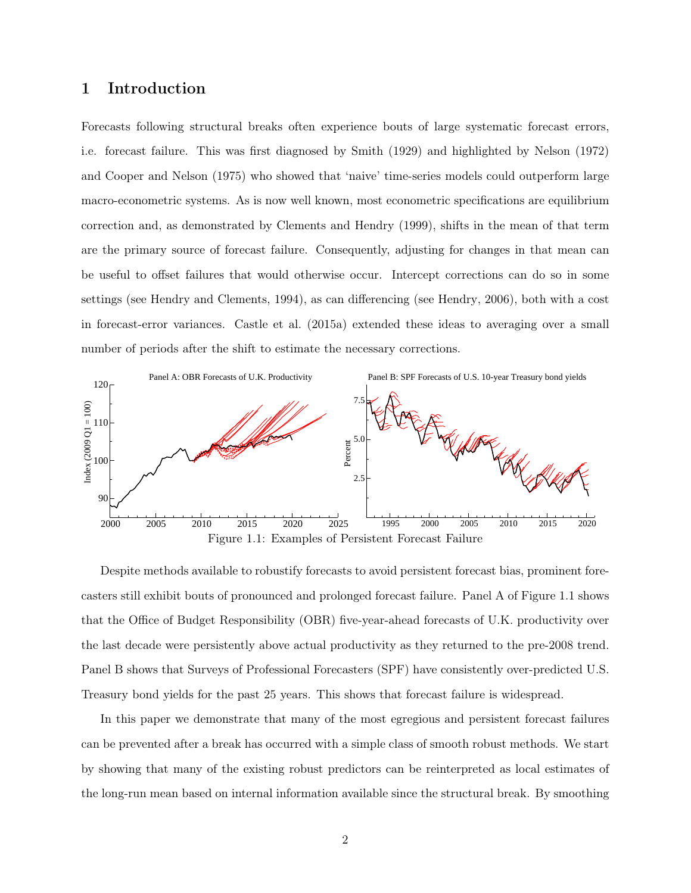# 1 Introduction

Forecasts following structural breaks often experience bouts of large systematic forecast errors, i.e. forecast failure. This was first diagnosed by Smith (1929) and highlighted by Nelson (1972) and Cooper and Nelson (1975) who showed that 'naive' time-series models could outperform large macro-econometric systems. As is now well known, most econometric specifications are equilibrium correction and, as demonstrated by Clements and Hendry (1999), shifts in the mean of that term are the primary source of forecast failure. Consequently, adjusting for changes in that mean can be useful to offset failures that would otherwise occur. Intercept corrections can do so in some settings (see Hendry and Clements, 1994), as can differencing (see Hendry, 2006), both with a cost in forecast-error variances. Castle et al. (2015a) extended these ideas to averaging over a small number of periods after the shift to estimate the necessary corrections.

Panel A: OBR Forecasts of U.K. Productivity

Index (2009 Q1 = 100)

120
110
100
90

2000 2005 2010 2015 2020 2025

Panel B: SPF Forecasts of U.S. 10-year Treasury bond yields

Percent

7.5
5.0
2.5

1995 2000 2005 2010 2015 2020

Figure 1.1: Examples of Persistent Forecast Failure

Despite methods available to robustify forecasts to avoid persistent forecast bias, prominent forecasters still exhibit bouts of pronounced and prolonged forecast failure. Panel A of Figure 1.1 shows that the Office of Budget Responsibility (OBR) five-year-ahead forecasts of U.K. productivity over the last decade were persistently above actual productivity as they returned to the pre-2008 trend. Panel B shows that Surveys of Professional Forecasters (SPF) have consistently over-predicted U.S. Treasury bond yields for the past 25 years. This shows that forecast failure is widespread.

In this paper we demonstrate that many of the most egregious and persistent forecast failures can be prevented after a break has occurred with a simple class of smooth robust methods. We start by showing that many of the existing robust predictors can be reinterpreted as local estimates of the long-run mean based on internal information available since the structural break. By smoothing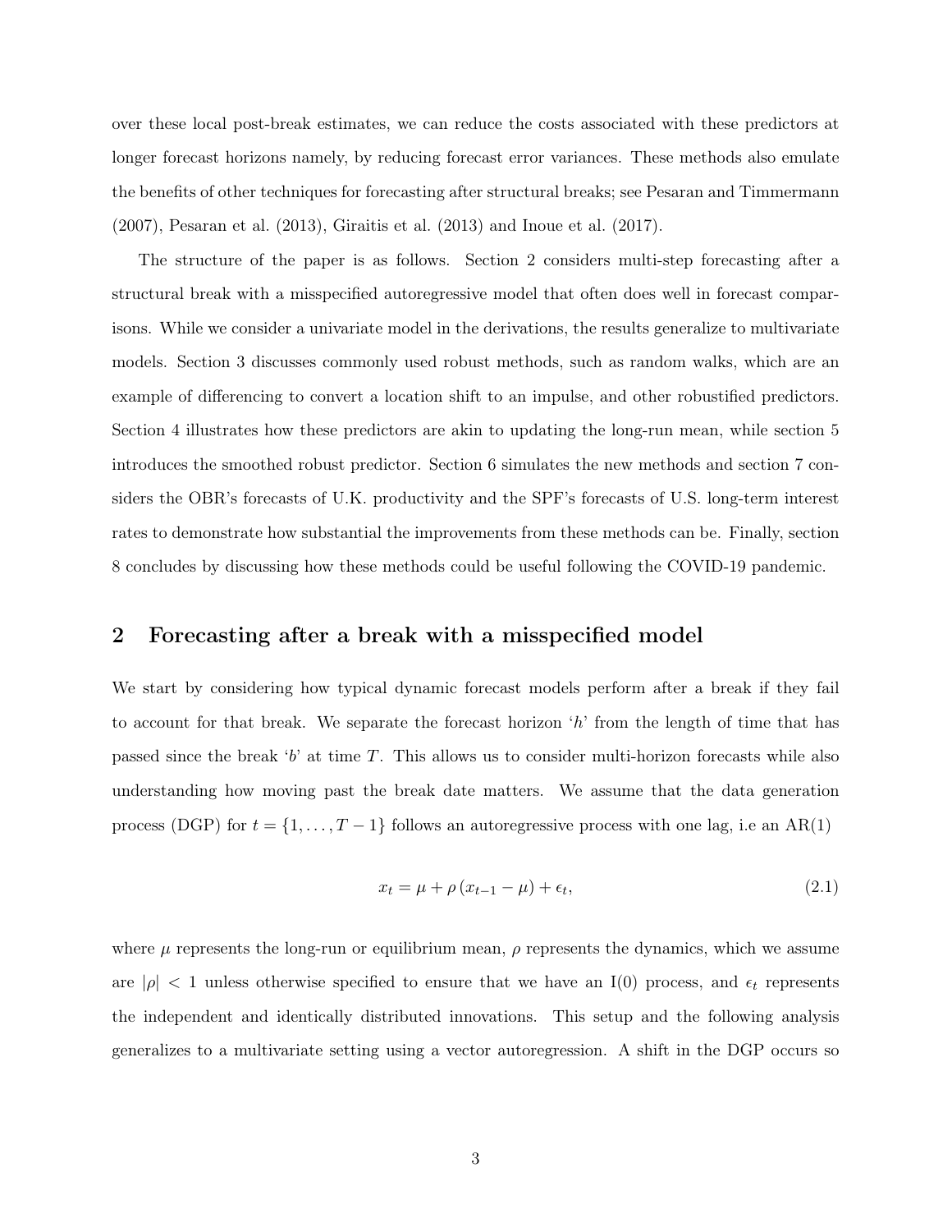over these local post-break estimates, we can reduce the costs associated with these predictors at longer forecast horizons namely, by reducing forecast error variances. These methods also emulate the benefits of other techniques for forecasting after structural breaks; see Pesaran and Timmermann (2007), Pesaran et al. (2013), Giraitis et al. (2013) and Inoue et al. (2017).

The structure of the paper is as follows. Section 2 considers multi-step forecasting after a structural break with a misspecified autoregressive model that often does well in forecast comparisons. While we consider a univariate model in the derivations, the results generalize to multivariate models. Section 3 discusses commonly used robust methods, such as random walks, which are an example of differencing to convert a location shift to an impulse, and other robustified predictors. Section 4 illustrates how these predictors are akin to updating the long-run mean, while section 5 introduces the smoothed robust predictor. Section 6 simulates the new methods and section 7 considers the OBR's forecasts of U.K. productivity and the SPF's forecasts of U.S. long-term interest rates to demonstrate how substantial the improvements from these methods can be. Finally, section 8 concludes by discussing how these methods could be useful following the COVID-19 pandemic.

## 2 Forecasting after a break with a misspecified model

We start by considering how typical dynamic forecast models perform after a break if they fail to account for that break. We separate the forecast horizon '$h$' from the length of time that has passed since the break '$b$' at time $T$. This allows us to consider multi-horizon forecasts while also understanding how moving past the break date matters. We assume that the data generation process (DGP) for $t = \{1, \ldots, T-1\}$ follows an autoregressive process with one lag, i.e an AR(1)

$$x_t = \mu + \rho \left( x_{t-1} - \mu \right) + \epsilon_t, \tag{2.1}$$

where $\mu$ represents the long-run or equilibrium mean, $\rho$ represents the dynamics, which we assume are $|\rho| < 1$ unless otherwise specified to ensure that we have an I(0) process, and $\epsilon_t$ represents the independent and identically distributed innovations. This setup and the following analysis generalizes to a multivariate setting using a vector autoregression. A shift in the DGP occurs so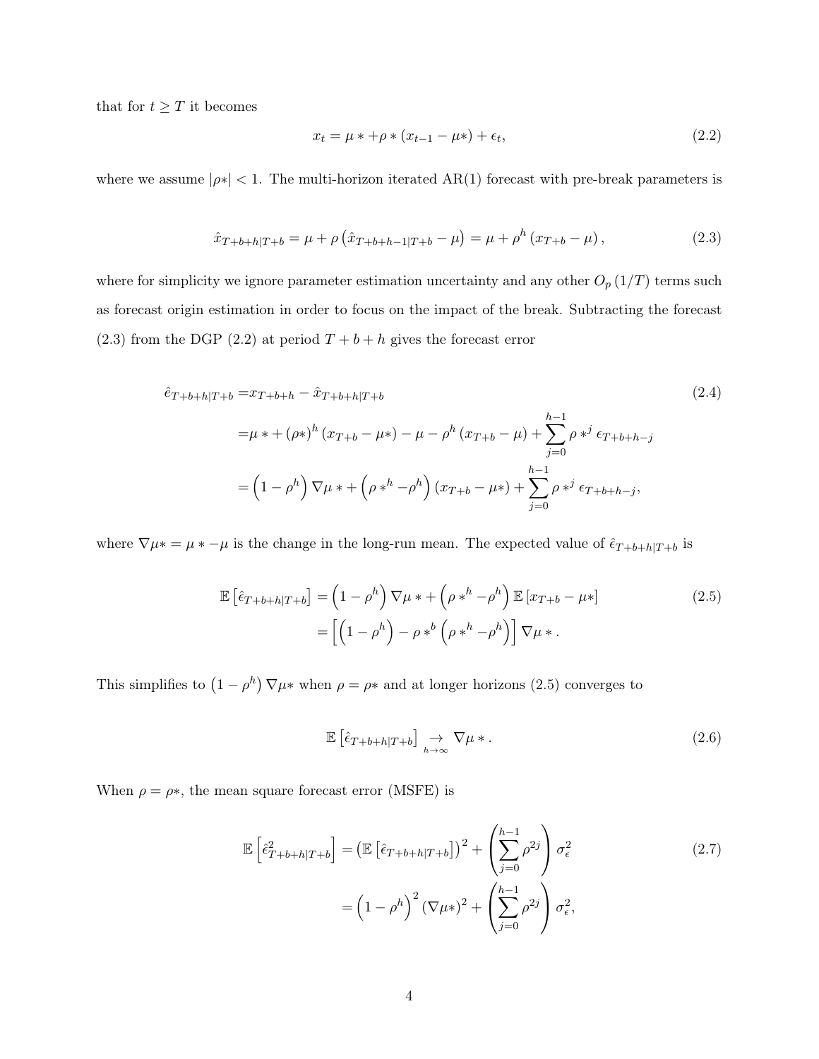that for $t \geq T$ it becomes

$$x_t = \mu * + \rho * (x_{t-1} - \mu *) + \epsilon_t, \tag{2.2}$$

where we assume $|\rho *| < 1$. The multi-horizon iterated AR(1) forecast with pre-break parameters is

$$\hat{x}_{T+b+h|T+b} = \mu + \rho \left( \hat{x}_{T+b+h-1|T+b} - \mu \right) = \mu + \rho^h \left( x_{T+b} - \mu \right), \tag{2.3}$$

where for simplicity we ignore parameter estimation uncertainty and any other $O_p(1/T)$ terms such as forecast origin estimation in order to focus on the impact of the break. Subtracting the forecast (2.3) from the DGP (2.2) at period $T + b + h$ gives the forecast error

$$\begin{aligned}
\hat{e}_{T+b+h|T+b} =& x_{T+b+h} - \hat{x}_{T+b+h|T+b} \\
=& \mu * + (\rho *)^h (x_{T+b} - \mu *) - \mu - \rho^h (x_{T+b} - \mu) + \sum_{j=0}^{h-1} \rho *^j \, \epsilon_{T+b+h-j} \\
=& \left(1 - \rho^h\right) \nabla \mu * + \left(\rho *^h - \rho^h\right) (x_{T+b} - \mu *) + \sum_{j=0}^{h-1} \rho *^j \, \epsilon_{T+b+h-j},
\end{aligned} \tag{2.4}$$

where $\nabla \mu * = \mu * - \mu$ is the change in the long-run mean. The expected value of $\hat{\epsilon}_{T+b+h|T+b}$ is

$$\begin{aligned}
\mathbb{E}\left[\hat{\epsilon}_{T+b+h|T+b}\right] &= \left(1 - \rho^h\right) \nabla \mu * + \left(\rho *^h - \rho^h\right) \mathbb{E}\left[x_{T+b} - \mu *\right] \\
&= \left[\left(1 - \rho^h\right) - \rho *^b \left(\rho *^h - \rho^h\right)\right] \nabla \mu * .
\end{aligned} \tag{2.5}$$

This simplifies to $\left(1 - \rho^h\right) \nabla \mu *$ when $\rho = \rho *$ and at longer horizons (2.5) converges to

$$\mathbb{E}\left[\hat{\epsilon}_{T+b+h|T+b}\right] \underset{h \to \infty}{\rightarrow} \nabla \mu * . \tag{2.6}$$

When $\rho = \rho *$, the mean square forecast error (MSFE) is

$$\begin{aligned}
\mathbb{E}\left[\hat{\epsilon}^2_{T+b+h|T+b}\right] &= \left(\mathbb{E}\left[\hat{\epsilon}_{T+b+h|T+b}\right]\right)^2 + \left(\sum_{j=0}^{h-1} \rho^{2j}\right) \sigma_\epsilon^2 \\
&= \left(1 - \rho^h\right)^2 (\nabla \mu *)^2 + \left(\sum_{j=0}^{h-1} \rho^{2j}\right) \sigma_\epsilon^2,
\end{aligned} \tag{2.7}$$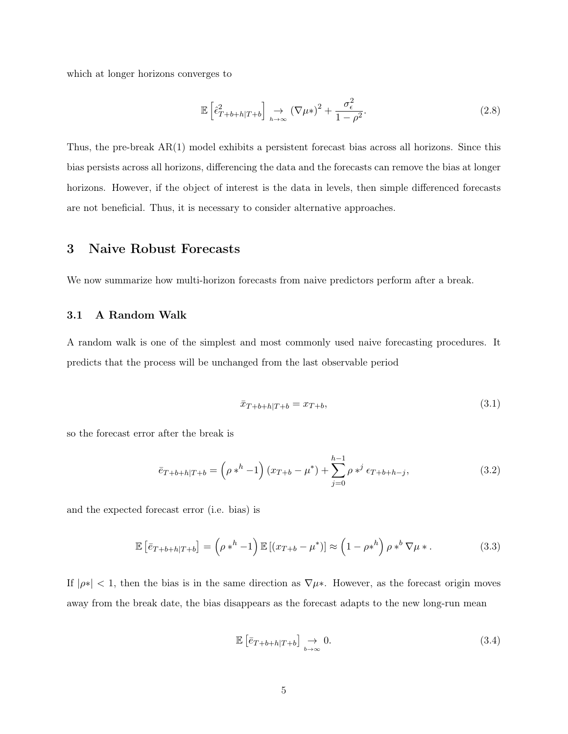which at longer horizons converges to

$$\mathbb{E}\left[\hat{\epsilon}^2_{T+b+h|T+b}\right] \underset{h\to\infty}{\to} (\nabla\mu*)^2 + \frac{\sigma^2_\epsilon}{1-\rho^2}. \tag{2.8}$$

Thus, the pre-break AR(1) model exhibits a persistent forecast bias across all horizons. Since this bias persists across all horizons, differencing the data and the forecasts can remove the bias at longer horizons. However, if the object of interest is the data in levels, then simple differenced forecasts are not beneficial. Thus, it is necessary to consider alternative approaches.

# 3 Naive Robust Forecasts

We now summarize how multi-horizon forecasts from naive predictors perform after a break.

## 3.1 A Random Walk

A random walk is one of the simplest and most commonly used naive forecasting procedures. It predicts that the process will be unchanged from the last observable period

$$\bar{x}_{T+b+h|T+b} = x_{T+b}, \tag{3.1}$$

so the forecast error after the break is

$$\bar{e}_{T+b+h|T+b} = \left(\rho *^h - 1\right)(x_{T+b} - \mu^*) + \sum_{j=0}^{h-1} \rho *^j \epsilon_{T+b+h-j}, \tag{3.2}$$

and the expected forecast error (i.e. bias) is

$$\mathbb{E}\left[\bar{e}_{T+b+h|T+b}\right] = \left(\rho *^h - 1\right)\mathbb{E}\left[(x_{T+b} - \mu^*)\right] \approx \left(1 - \rho *^h\right)\rho *^b \nabla\mu * . \tag{3.3}$$

If $|\rho *| < 1$, then the bias is in the same direction as $\nabla\mu*$. However, as the forecast origin moves away from the break date, the bias disappears as the forecast adapts to the new long-run mean

$$\mathbb{E}\left[\bar{e}_{T+b+h|T+b}\right] \underset{b\to\infty}{\to} 0. \tag{3.4}$$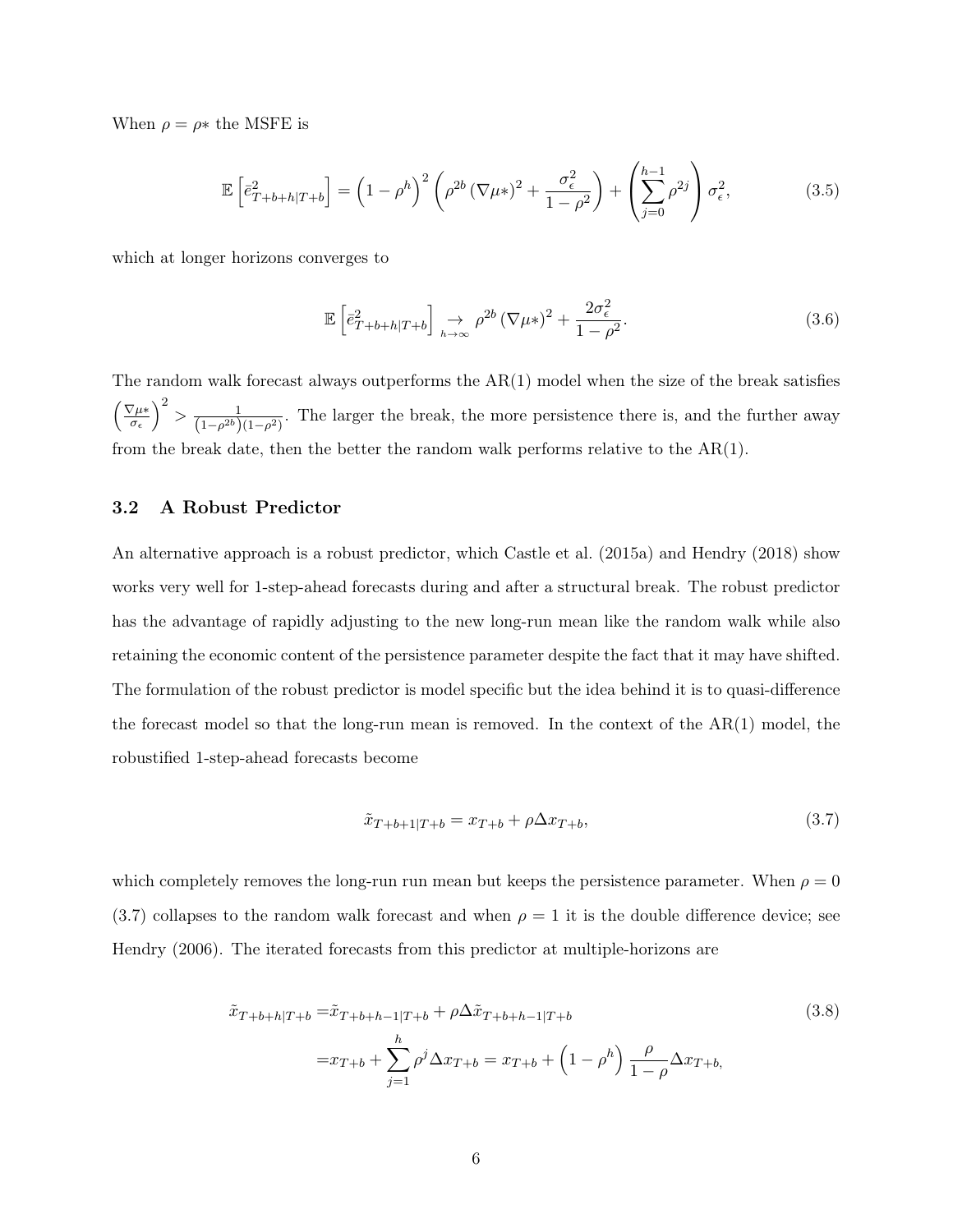When $\rho = \rho*$ the MSFE is

$$\mathbb{E}\left[\bar{e}^2_{T+b+h|T+b}\right] = \left(1-\rho^h\right)^2\left(\rho^{2b}\left(\nabla\mu*\right)^2 + \frac{\sigma^2_\epsilon}{1-\rho^2}\right) + \left(\sum_{j=0}^{h-1}\rho^{2j}\right)\sigma^2_\epsilon, \tag{3.5}$$

which at longer horizons converges to

$$\mathbb{E}\left[\bar{e}^2_{T+b+h|T+b}\right] \underset{h\to\infty}{\to} \rho^{2b}\left(\nabla\mu*\right)^2 + \frac{2\sigma^2_\epsilon}{1-\rho^2}. \tag{3.6}$$

The random walk forecast always outperforms the AR(1) model when the size of the break satisfies $\left(\frac{\nabla\mu*}{\sigma_\epsilon}\right)^2 > \frac{1}{\left(1-\rho^{2b}\right)\left(1-\rho^2\right)}$. The larger the break, the more persistence there is, and the further away from the break date, then the better the random walk performs relative to the AR(1).

### 3.2 A Robust Predictor

An alternative approach is a robust predictor, which Castle et al. (2015a) and Hendry (2018) show works very well for 1-step-ahead forecasts during and after a structural break. The robust predictor has the advantage of rapidly adjusting to the new long-run mean like the random walk while also retaining the economic content of the persistence parameter despite the fact that it may have shifted. The formulation of the robust predictor is model specific but the idea behind it is to quasi-difference the forecast model so that the long-run mean is removed. In the context of the AR(1) model, the robustified 1-step-ahead forecasts become

$$\tilde{x}_{T+b+1|T+b} = x_{T+b} + \rho\Delta x_{T+b}, \tag{3.7}$$

which completely removes the long-run run mean but keeps the persistence parameter. When $\rho = 0$ (3.7) collapses to the random walk forecast and when $\rho = 1$ it is the double difference device; see Hendry (2006). The iterated forecasts from this predictor at multiple-horizons are

$$\begin{aligned}\tilde{x}_{T+b+h|T+b} =& \tilde{x}_{T+b+h-1|T+b} + \rho\Delta\tilde{x}_{T+b+h-1|T+b} \\ =& x_{T+b} + \sum_{j=1}^{h}\rho^j\Delta x_{T+b} = x_{T+b} + \left(1-\rho^h\right)\frac{\rho}{1-\rho}\Delta x_{T+b,}\end{aligned} \tag{3.8}$$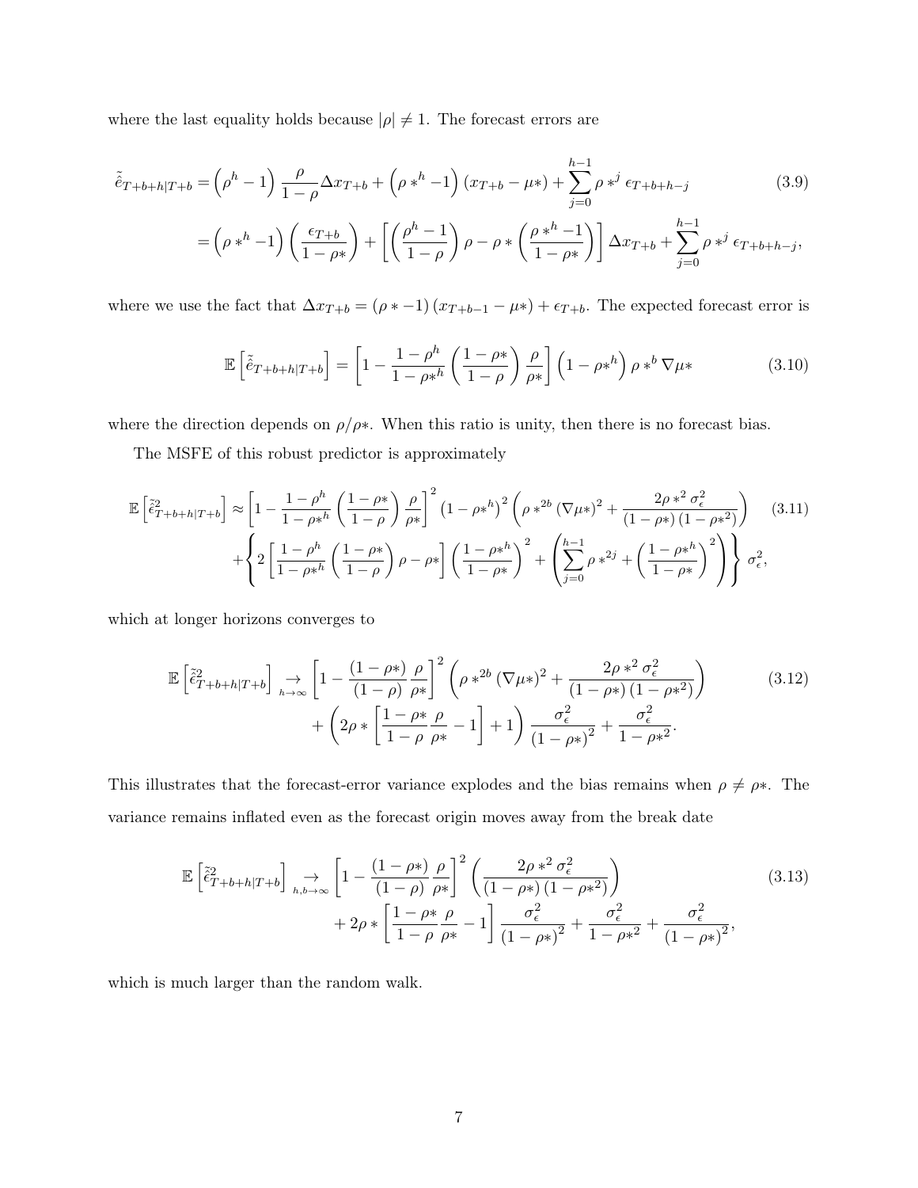where the last equality holds because $|\rho| \neq 1$. The forecast errors are

$$
\begin{aligned}
\tilde{\hat{e}}_{T+b+h|T+b} &= \left(\rho^{h} - 1\right) \frac{\rho}{1-\rho} \Delta x_{T+b} + \left(\rho *^{h} - 1\right) \left(x_{T+b} - \mu *\right) + \sum_{j=0}^{h-1} \rho *^{j} \, \epsilon_{T+b+h-j} \\
&= \left(\rho *^{h} - 1\right) \left(\frac{\epsilon_{T+b}}{1-\rho *}\right) + \left[\left(\frac{\rho^{h}-1}{1-\rho}\right) \rho - \rho * \left(\frac{\rho *^{h} - 1}{1-\rho *}\right)\right] \Delta x_{T+b} + \sum_{j=0}^{h-1} \rho *^{j} \, \epsilon_{T+b+h-j},
\end{aligned}
\tag{3.9}
$$

where we use the fact that $\Delta x_{T+b} = (\rho * - 1)(x_{T+b-1} - \mu *) + \epsilon_{T+b}$. The expected forecast error is

$$
\mathbb{E}\left[\tilde{\hat{e}}_{T+b+h|T+b}\right] = \left[1 - \frac{1-\rho^{h}}{1-\rho *^{h}} \left(\frac{1-\rho *}{1-\rho}\right) \frac{\rho}{\rho *}\right] \left(1 - \rho *^{h}\right) \rho *^{b} \, \nabla \mu * \tag{3.10}
$$

where the direction depends on $\rho/\rho*$. When this ratio is unity, then there is no forecast bias.

The MSFE of this robust predictor is approximately

$$
\begin{aligned}
\mathbb{E}\left[\tilde{\hat{e}}^{2}_{T+b+h|T+b}\right] \approx& \left[1 - \frac{1-\rho^{h}}{1-\rho *^{h}} \left(\frac{1-\rho *}{1-\rho}\right) \frac{\rho}{\rho *}\right]^{2} \left(1 - \rho *^{h}\right)^{2} \left(\rho *^{2b} \left(\nabla \mu *\right)^{2} + \frac{2\rho *^{2} \, \sigma_{\epsilon}^{2}}{(1-\rho *)(1-\rho *^{2})}\right) \\
&+ \left\{2\left[\frac{1-\rho^{h}}{1-\rho *^{h}} \left(\frac{1-\rho *}{1-\rho}\right) \rho - \rho *\right] \left(\frac{1-\rho *^{h}}{1-\rho *}\right)^{2} + \left(\sum_{j=0}^{h-1} \rho *^{2j} + \left(\frac{1-\rho *^{h}}{1-\rho *}\right)^{2}\right)\right\} \sigma_{\epsilon}^{2},
\end{aligned}
\tag{3.11}
$$

which at longer horizons converges to

$$
\begin{aligned}
\mathbb{E}\left[\tilde{\hat{e}}^{2}_{T+b+h|T+b}\right] \underset{h\to\infty}{\to}& \left[1 - \frac{(1-\rho *)}{(1-\rho)} \frac{\rho}{\rho *}\right]^{2} \left(\rho *^{2b} \left(\nabla \mu *\right)^{2} + \frac{2\rho *^{2} \, \sigma_{\epsilon}^{2}}{(1-\rho *)(1-\rho *^{2})}\right) \\
&+ \left(2\rho * \left[\frac{1-\rho *}{1-\rho} \frac{\rho}{\rho *} - 1\right] + 1\right) \frac{\sigma_{\epsilon}^{2}}{(1-\rho *)^{2}} + \frac{\sigma_{\epsilon}^{2}}{1-\rho *^{2}}.
\end{aligned}
\tag{3.12}
$$

This illustrates that the forecast-error variance explodes and the bias remains when $\rho \neq \rho*$. The variance remains inflated even as the forecast origin moves away from the break date

$$
\begin{aligned}
\mathbb{E}\left[\tilde{\hat{e}}^{2}_{T+b+h|T+b}\right] \underset{h,b\to\infty}{\to}& \left[1 - \frac{(1-\rho *)}{(1-\rho)} \frac{\rho}{\rho *}\right]^{2} \left(\frac{2\rho *^{2} \, \sigma_{\epsilon}^{2}}{(1-\rho *)(1-\rho *^{2})}\right) \\
&+ 2\rho * \left[\frac{1-\rho *}{1-\rho} \frac{\rho}{\rho *} - 1\right] \frac{\sigma_{\epsilon}^{2}}{(1-\rho *)^{2}} + \frac{\sigma_{\epsilon}^{2}}{1-\rho *^{2}} + \frac{\sigma_{\epsilon}^{2}}{(1-\rho *)^{2}},
\end{aligned}
\tag{3.13}
$$

which is much larger than the random walk.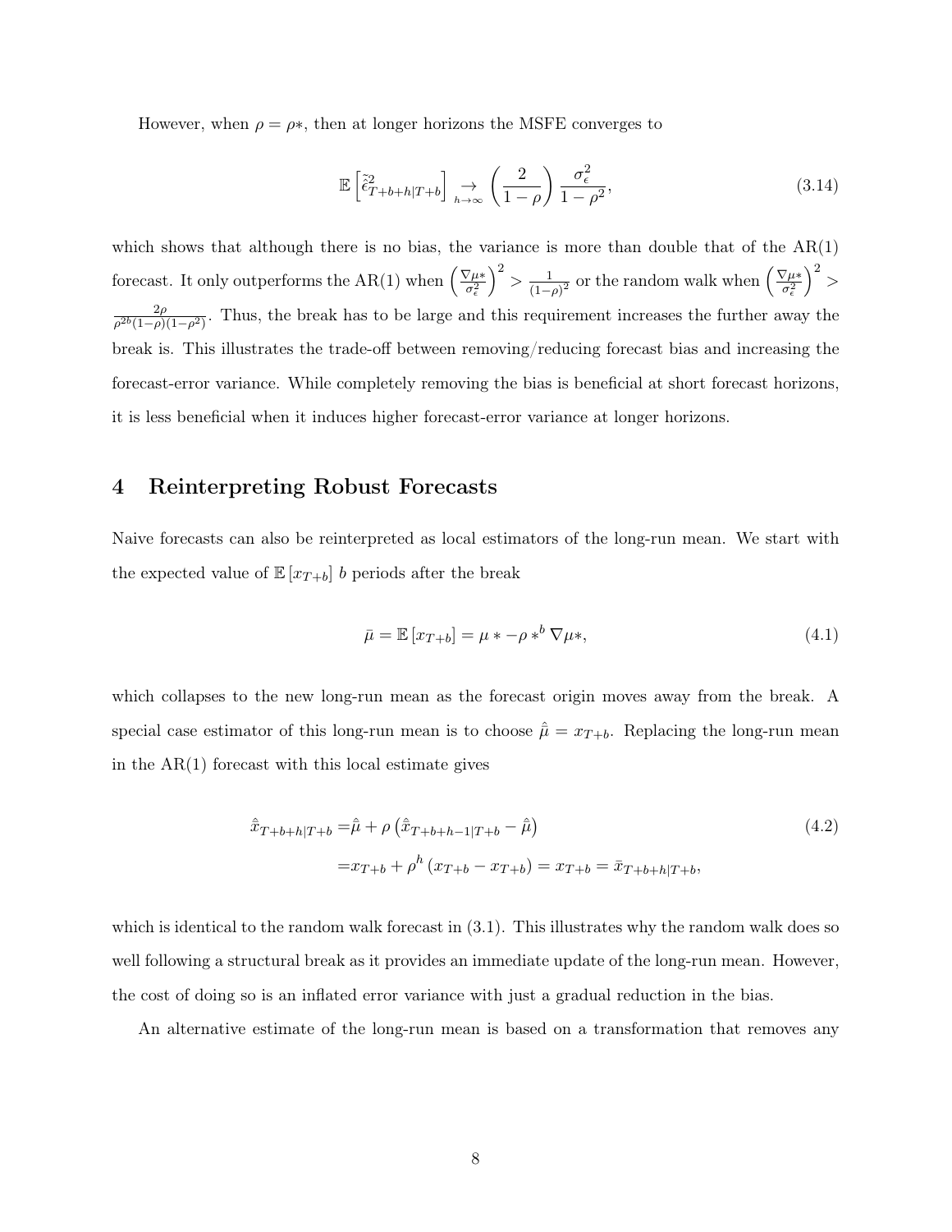However, when $\rho = \rho*$, then at longer horizons the MSFE converges to

$$\mathbb{E}\left[\tilde{\hat{\epsilon}}^2_{T+b+h|T+b}\right] \underset{h\to\infty}{\rightarrow} \left(\frac{2}{1-\rho}\right)\frac{\sigma^2_\epsilon}{1-\rho^2}, \tag{3.14}$$

which shows that although there is no bias, the variance is more than double that of the AR(1) forecast. It only outperforms the AR(1) when $\left(\frac{\nabla\mu*}{\sigma^2_\epsilon}\right)^2 > \frac{1}{(1-\rho)^2}$ or the random walk when $\left(\frac{\nabla\mu*}{\sigma^2_\epsilon}\right)^2 > \frac{2\rho}{\rho^{2b}(1-\rho)(1-\rho^2)}$. Thus, the break has to be large and this requirement increases the further away the break is. This illustrates the trade-off between removing/reducing forecast bias and increasing the forecast-error variance. While completely removing the bias is beneficial at short forecast horizons, it is less beneficial when it induces higher forecast-error variance at longer horizons.

# 4 Reinterpreting Robust Forecasts

Naive forecasts can also be reinterpreted as local estimators of the long-run mean. We start with the expected value of $\mathbb{E}\left[x_{T+b}\right]$ $b$ periods after the break

$$\bar{\mu} = \mathbb{E}\left[x_{T+b}\right] = \mu * - \rho *^b \nabla\mu*, \tag{4.1}$$

which collapses to the new long-run mean as the forecast origin moves away from the break. A special case estimator of this long-run mean is to choose $\hat{\bar{\mu}} = x_{T+b}$. Replacing the long-run mean in the AR(1) forecast with this local estimate gives

$$\begin{aligned}\hat{\bar{x}}_{T+b+h|T+b} =& \hat{\bar{\mu}} + \rho\left(\hat{\bar{x}}_{T+b+h-1|T+b} - \hat{\bar{\mu}}\right) \\ =& x_{T+b} + \rho^h\left(x_{T+b} - x_{T+b}\right) = x_{T+b} = \bar{x}_{T+b+h|T+b},\end{aligned} \tag{4.2}$$

which is identical to the random walk forecast in (3.1). This illustrates why the random walk does so well following a structural break as it provides an immediate update of the long-run mean. However, the cost of doing so is an inflated error variance with just a gradual reduction in the bias.

An alternative estimate of the long-run mean is based on a transformation that removes any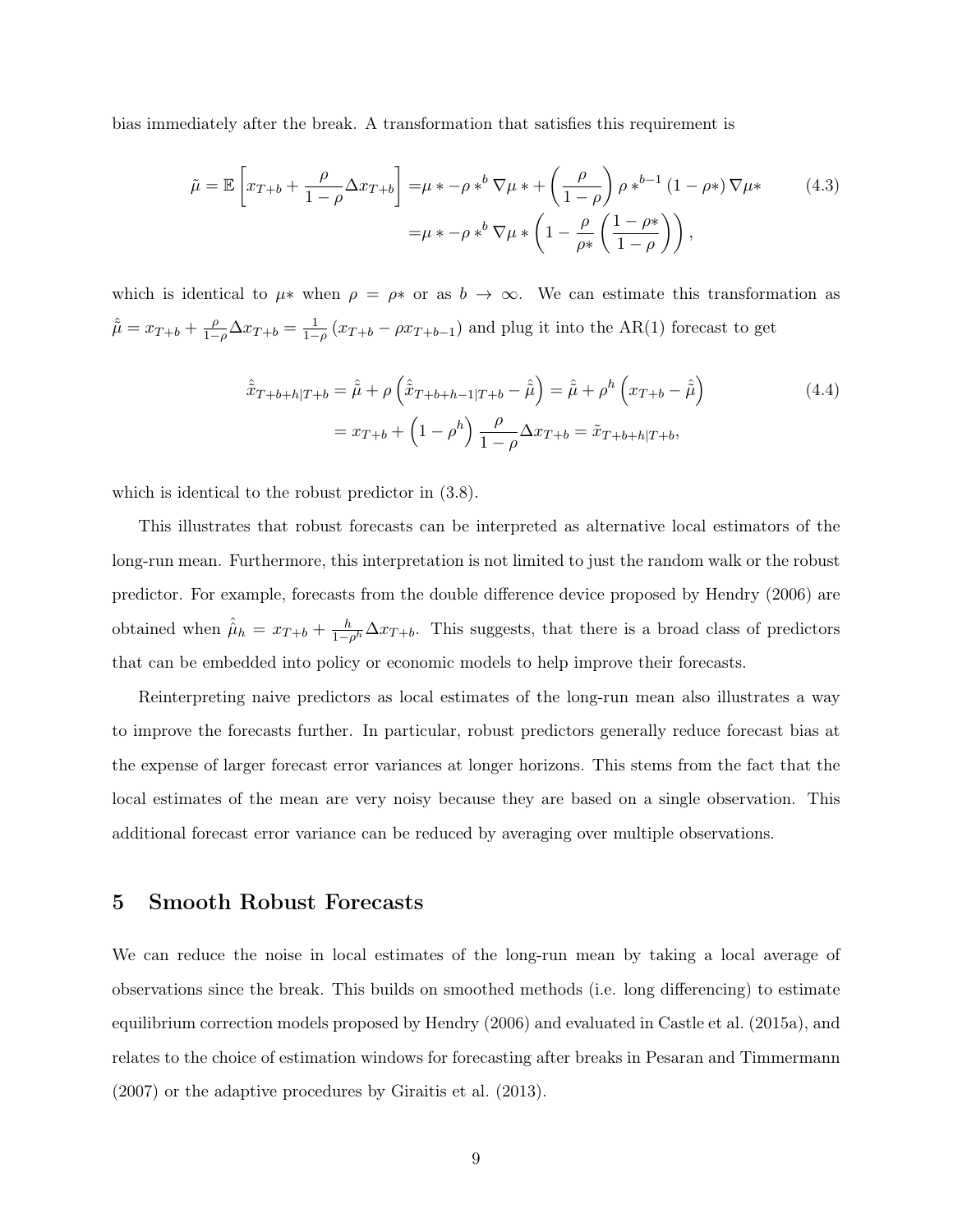bias immediately after the break. A transformation that satisfies this requirement is

$$
\begin{aligned}
\tilde{\mu} = \mathbb{E}\left[x_{T+b} + \frac{\rho}{1-\rho}\Delta x_{T+b}\right] =& \mu * -\rho *^{b} \nabla\mu * + \left(\frac{\rho}{1-\rho}\right)\rho *^{b-1}(1-\rho*)\nabla\mu* \\
=& \mu * -\rho *^{b} \nabla\mu * \left(1 - \frac{\rho}{\rho*}\left(\frac{1-\rho*}{1-\rho}\right)\right),
\end{aligned}
\tag{4.3}
$$

which is identical to $\mu*$ when $\rho = \rho*$ or as $b \to \infty$. We can estimate this transformation as $\hat{\tilde{\mu}} = x_{T+b} + \frac{\rho}{1-\rho}\Delta x_{T+b} = \frac{1}{1-\rho}(x_{T+b} - \rho x_{T+b-1})$ and plug it into the AR(1) forecast to get

$$
\begin{aligned}
\hat{\tilde{x}}_{T+b+h|T+b} &= \hat{\tilde{\mu}} + \rho\left(\hat{\tilde{x}}_{T+b+h-1|T+b} - \hat{\tilde{\mu}}\right) = \hat{\tilde{\mu}} + \rho^{h}\left(x_{T+b} - \hat{\tilde{\mu}}\right) \\
&= x_{T+b} + \left(1 - \rho^{h}\right)\frac{\rho}{1-\rho}\Delta x_{T+b} = \tilde{x}_{T+b+h|T+b},
\end{aligned}
\tag{4.4}
$$

which is identical to the robust predictor in (3.8).

This illustrates that robust forecasts can be interpreted as alternative local estimators of the long-run mean. Furthermore, this interpretation is not limited to just the random walk or the robust predictor. For example, forecasts from the double difference device proposed by Hendry (2006) are obtained when $\hat{\tilde{\mu}}_h = x_{T+b} + \frac{h}{1-\rho^h}\Delta x_{T+b}$. This suggests, that there is a broad class of predictors that can be embedded into policy or economic models to help improve their forecasts.

Reinterpreting naive predictors as local estimates of the long-run mean also illustrates a way to improve the forecasts further. In particular, robust predictors generally reduce forecast bias at the expense of larger forecast error variances at longer horizons. This stems from the fact that the local estimates of the mean are very noisy because they are based on a single observation. This additional forecast error variance can be reduced by averaging over multiple observations.

## 5 Smooth Robust Forecasts

We can reduce the noise in local estimates of the long-run mean by taking a local average of observations since the break. This builds on smoothed methods (i.e. long differencing) to estimate equilibrium correction models proposed by Hendry (2006) and evaluated in Castle et al. (2015a), and relates to the choice of estimation windows for forecasting after breaks in Pesaran and Timmermann (2007) or the adaptive procedures by Giraitis et al. (2013).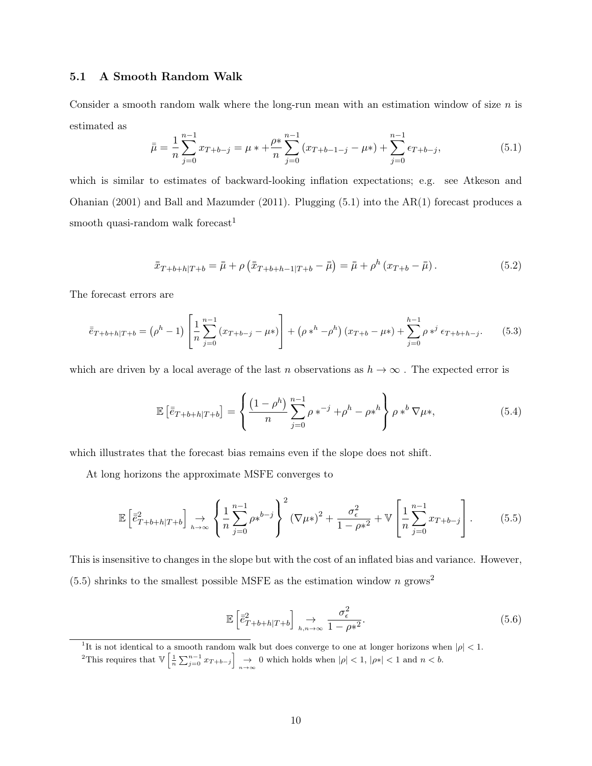### 5.1 A Smooth Random Walk

Consider a smooth random walk where the long-run mean with an estimation window of size $n$ is estimated as

$$\bar{\bar{\mu}} = \frac{1}{n}\sum_{j=0}^{n-1} x_{T+b-j} = \mu * + \frac{\rho *}{n}\sum_{j=0}^{n-1}\left(x_{T+b-1-j} - \mu *\right) + \sum_{j=0}^{n-1}\epsilon_{T+b-j}, \tag{5.1}$$

which is similar to estimates of backward-looking inflation expectations; e.g. see Atkeson and Ohanian (2001) and Ball and Mazumder (2011). Plugging (5.1) into the AR(1) forecast produces a smooth quasi-random walk forecast[1]

$$\bar{\bar{x}}_{T+b+h|T+b} = \bar{\bar{\mu}} + \rho\left(\bar{\bar{x}}_{T+b+h-1|T+b} - \bar{\bar{\mu}}\right) = \bar{\bar{\mu}} + \rho^h\left(x_{T+b} - \bar{\bar{\mu}}\right). \tag{5.2}$$

The forecast errors are

$$\bar{\bar{e}}_{T+b+h|T+b} = \left(\rho^h - 1\right)\left[\frac{1}{n}\sum_{j=0}^{n-1}\left(x_{T+b-j} - \mu *\right)\right] + \left(\rho *^h - \rho^h\right)\left(x_{T+b} - \mu *\right) + \sum_{j=0}^{h-1}\rho *^j \epsilon_{T+b+h-j}. \tag{5.3}$$

which are driven by a local average of the last $n$ observations as $h \to \infty$ . The expected error is

$$\mathbb{E}\left[\bar{\bar{e}}_{T+b+h|T+b}\right] = \left\{\frac{\left(1-\rho^h\right)}{n}\sum_{j=0}^{n-1}\rho *^{-j} + \rho^h - \rho *^h\right\}\rho *^b \, \nabla \mu *, \tag{5.4}$$

which illustrates that the forecast bias remains even if the slope does not shift.

At long horizons the approximate MSFE converges to

$$\mathbb{E}\left[\bar{\bar{e}}^2_{T+b+h|T+b}\right] \underset{h\to\infty}{\to} \left\{\frac{1}{n}\sum_{j=0}^{n-1}\rho *^{b-j}\right\}^2 \left(\nabla \mu *\right)^2 + \frac{\sigma_\epsilon^2}{1-\rho *^2} + \mathbb{V}\left[\frac{1}{n}\sum_{j=0}^{n-1} x_{T+b-j}\right]. \tag{5.5}$$

This is insensitive to changes in the slope but with the cost of an inflated bias and variance. However, (5.5) shrinks to the smallest possible MSFE as the estimation window $n$ grows[2]

$$\mathbb{E}\left[\bar{\bar{e}}^2_{T+b+h|T+b}\right] \underset{h,n\to\infty}{\to} \frac{\sigma_\epsilon^2}{1-\rho *^2}. \tag{5.6}$$

[1] It is not identical to a smooth random walk but does converge to one at longer horizons when $|\rho| < 1$.

[2] This requires that $\mathbb{V}\left[\frac{1}{n}\sum_{j=0}^{n-1} x_{T+b-j}\right] \underset{n\to\infty}{\to} 0$ which holds when $|\rho| < 1$, $|\rho *| < 1$ and $n < b$.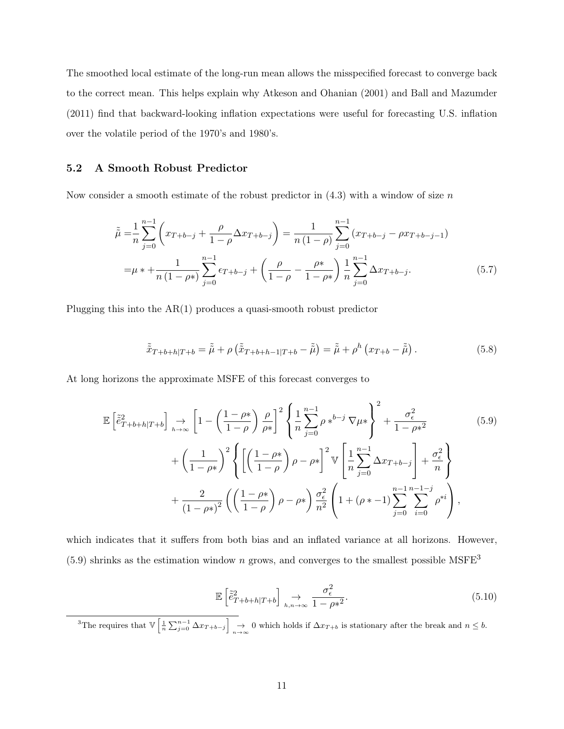The smoothed local estimate of the long-run mean allows the misspecified forecast to converge back to the correct mean. This helps explain why Atkeson and Ohanian (2001) and Ball and Mazumder (2011) find that backward-looking inflation expectations were useful for forecasting U.S. inflation over the volatile period of the 1970's and 1980's.

## 5.2 A Smooth Robust Predictor

Now consider a smooth estimate of the robust predictor in (4.3) with a window of size $n$

$$
\begin{aligned}
\tilde{\tilde{\mu}} =& \frac{1}{n}\sum_{j=0}^{n-1}\left(x_{T+b-j}+\frac{\rho}{1-\rho}\Delta x_{T+b-j}\right) = \frac{1}{n\left(1-\rho\right)}\sum_{j=0}^{n-1}\left(x_{T+b-j}-\rho x_{T+b-j-1}\right) \\
=& \mu * + \frac{1}{n\left(1-\rho *\right)}\sum_{j=0}^{n-1}\epsilon_{T+b-j}+\left(\frac{\rho}{1-\rho}-\frac{\rho *}{1-\rho *}\right)\frac{1}{n}\sum_{j=0}^{n-1}\Delta x_{T+b-j}.
\end{aligned} \tag{5.7}
$$

Plugging this into the AR(1) produces a quasi-smooth robust predictor

$$
\tilde{\tilde{x}}_{T+b+h|T+b} = \tilde{\tilde{\mu}} + \rho\left(\tilde{\tilde{x}}_{T+b+h-1|T+b}-\tilde{\tilde{\mu}}\right) = \tilde{\tilde{\mu}} + \rho^h\left(x_{T+b}-\tilde{\tilde{\mu}}\right). \tag{5.8}
$$

At long horizons the approximate MSFE of this forecast converges to

$$
\begin{aligned}
\mathbb{E}\left[\tilde{\tilde{e}}^2_{T+b+h|T+b}\right] \underset{h\to\infty}{\rightarrow} & \left[1-\left(\frac{1-\rho *}{1-\rho}\right)\frac{\rho}{\rho *}\right]^2\left\{\frac{1}{n}\sum_{j=0}^{n-1}\rho *^{b-j}\,\nabla\mu *\right\}^2 + \frac{\sigma_\epsilon^2}{1-\rho *^2} \\
&+\left(\frac{1}{1-\rho *}\right)^2\left\{\left[\left(\frac{1-\rho *}{1-\rho}\right)\rho-\rho *\right]^2\mathbb{V}\left[\frac{1}{n}\sum_{j=0}^{n-1}\Delta x_{T+b-j}\right]+\frac{\sigma_\epsilon^2}{n}\right\} \\
&+\frac{2}{\left(1-\rho *\right)^2}\left(\left(\frac{1-\rho *}{1-\rho}\right)\rho-\rho *\right)\frac{\sigma_\epsilon^2}{n^2}\left(1+\left(\rho *-1\right)\sum_{j=0}^{n-1}\sum_{i=0}^{n-1-j}\rho^{*i}\right),
\end{aligned} \tag{5.9}
$$

which indicates that it suffers from both bias and an inflated variance at all horizons. However, (5.9) shrinks as the estimation window $n$ grows, and converges to the smallest possible MSFE[3]

$$
\mathbb{E}\left[\tilde{\tilde{e}}^2_{T+b+h|T+b}\right] \underset{h,n\to\infty}{\rightarrow} \frac{\sigma_\epsilon^2}{1-\rho *^2}. \tag{5.10}
$$

[3] The requires that $\mathbb{V}\left[\frac{1}{n}\sum_{j=0}^{n-1}\Delta x_{T+b-j}\right] \underset{n\to\infty}{\rightarrow} 0$ which holds if $\Delta x_{T+b}$ is stationary after the break and $n \leq b$.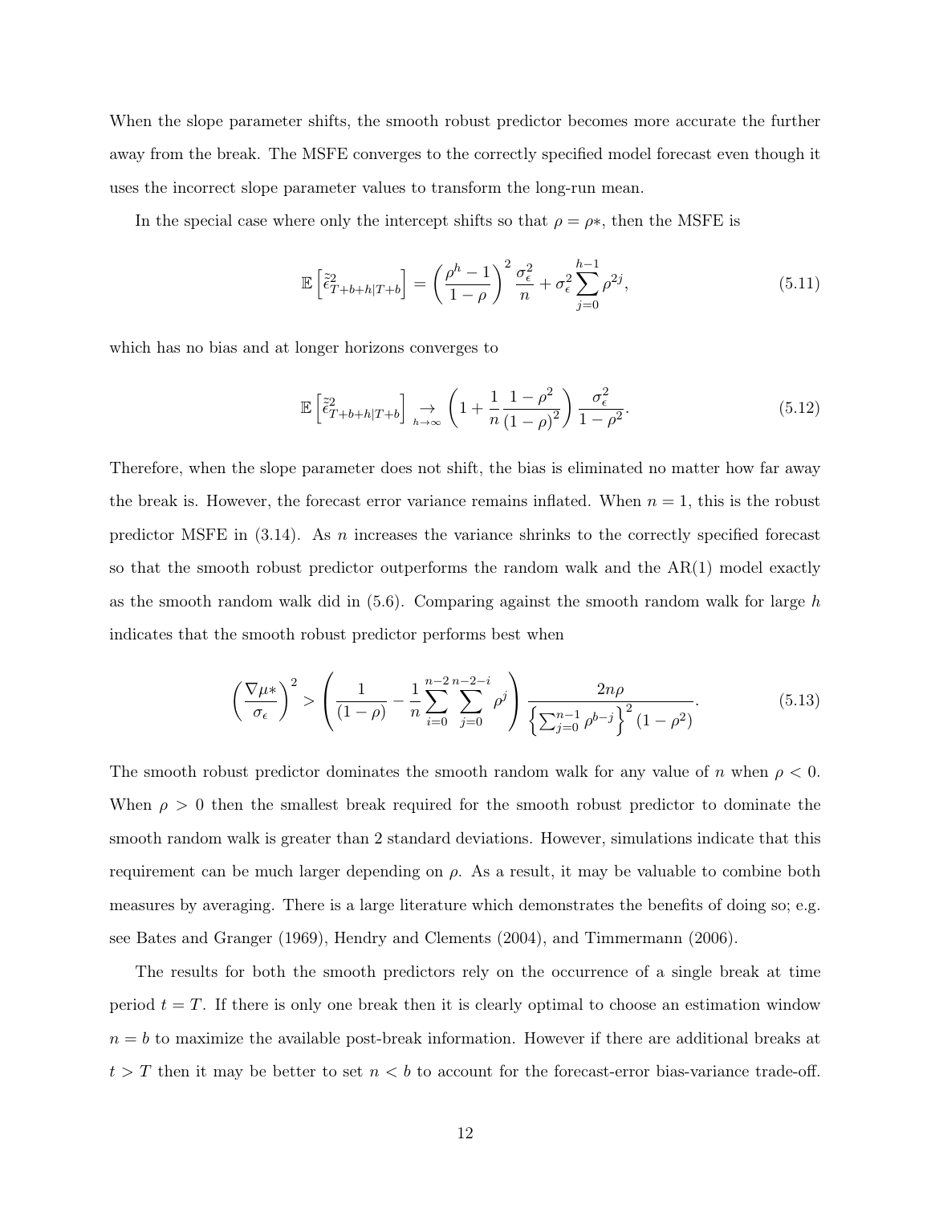When the slope parameter shifts, the smooth robust predictor becomes more accurate the further away from the break. The MSFE converges to the correctly specified model forecast even though it uses the incorrect slope parameter values to transform the long-run mean.

In the special case where only the intercept shifts so that $\rho = \rho*$, then the MSFE is

$$\mathbb{E}\left[\tilde{\epsilon}^2_{T+b+h|T+b}\right] = \left(\frac{\rho^h - 1}{1-\rho}\right)^2 \frac{\sigma^2_\epsilon}{n} + \sigma^2_\epsilon \sum_{j=0}^{h-1} \rho^{2j}, \tag{5.11}$$

which has no bias and at longer horizons converges to

$$\mathbb{E}\left[\tilde{\epsilon}^2_{T+b+h|T+b}\right] \underset{h\to\infty}{\to} \left(1 + \frac{1}{n}\frac{1-\rho^2}{(1-\rho)^2}\right)\frac{\sigma^2_\epsilon}{1-\rho^2}. \tag{5.12}$$

Therefore, when the slope parameter does not shift, the bias is eliminated no matter how far away the break is. However, the forecast error variance remains inflated. When $n = 1$, this is the robust predictor MSFE in (3.14). As $n$ increases the variance shrinks to the correctly specified forecast so that the smooth robust predictor outperforms the random walk and the AR(1) model exactly as the smooth random walk did in (5.6). Comparing against the smooth random walk for large $h$ indicates that the smooth robust predictor performs best when

$$\left(\frac{\nabla\mu*}{\sigma_\epsilon}\right)^2 > \left(\frac{1}{(1-\rho)} - \frac{1}{n}\sum_{i=0}^{n-2}\sum_{j=0}^{n-2-i}\rho^j\right)\frac{2n\rho}{\left\{\sum_{j=0}^{n-1}\rho^{b-j}\right\}^2(1-\rho^2)}. \tag{5.13}$$

The smooth robust predictor dominates the smooth random walk for any value of $n$ when $\rho < 0$. When $\rho > 0$ then the smallest break required for the smooth robust predictor to dominate the smooth random walk is greater than 2 standard deviations. However, simulations indicate that this requirement can be much larger depending on $\rho$. As a result, it may be valuable to combine both measures by averaging. There is a large literature which demonstrates the benefits of doing so; e.g. see Bates and Granger (1969), Hendry and Clements (2004), and Timmermann (2006).

The results for both the smooth predictors rely on the occurrence of a single break at time period $t = T$. If there is only one break then it is clearly optimal to choose an estimation window $n = b$ to maximize the available post-break information. However if there are additional breaks at $t > T$ then it may be better to set $n < b$ to account for the forecast-error bias-variance trade-off.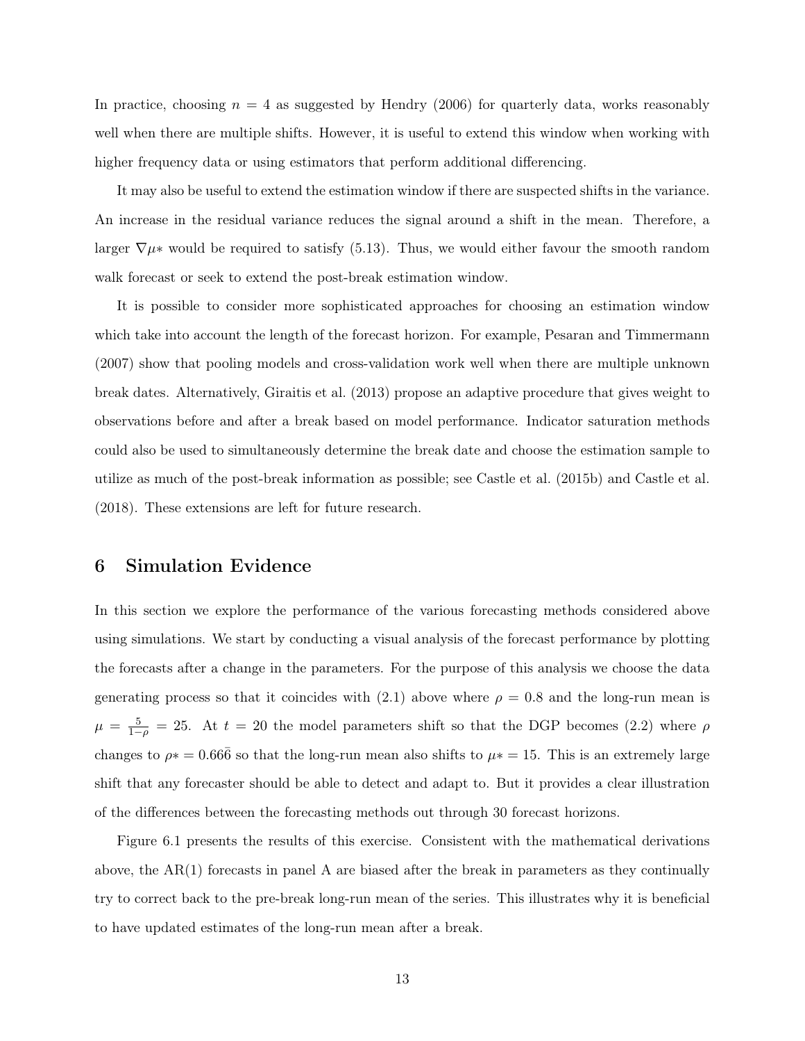In practice, choosing $n = 4$ as suggested by Hendry (2006) for quarterly data, works reasonably well when there are multiple shifts. However, it is useful to extend this window when working with higher frequency data or using estimators that perform additional differencing.

It may also be useful to extend the estimation window if there are suspected shifts in the variance. An increase in the residual variance reduces the signal around a shift in the mean. Therefore, a larger $\nabla \mu*$ would be required to satisfy (5.13). Thus, we would either favour the smooth random walk forecast or seek to extend the post-break estimation window.

It is possible to consider more sophisticated approaches for choosing an estimation window which take into account the length of the forecast horizon. For example, Pesaran and Timmermann (2007) show that pooling models and cross-validation work well when there are multiple unknown break dates. Alternatively, Giraitis et al. (2013) propose an adaptive procedure that gives weight to observations before and after a break based on model performance. Indicator saturation methods could also be used to simultaneously determine the break date and choose the estimation sample to utilize as much of the post-break information as possible; see Castle et al. (2015b) and Castle et al. (2018). These extensions are left for future research.

# 6 Simulation Evidence

In this section we explore the performance of the various forecasting methods considered above using simulations. We start by conducting a visual analysis of the forecast performance by plotting the forecasts after a change in the parameters. For the purpose of this analysis we choose the data generating process so that it coincides with (2.1) above where $\rho = 0.8$ and the long-run mean is $\mu = \frac{5}{1-\rho} = 25$. At $t = 20$ the model parameters shift so that the DGP becomes (2.2) where $\rho$ changes to $\rho* = 0.66\bar{6}$ so that the long-run mean also shifts to $\mu* = 15$. This is an extremely large shift that any forecaster should be able to detect and adapt to. But it provides a clear illustration of the differences between the forecasting methods out through 30 forecast horizons.

Figure 6.1 presents the results of this exercise. Consistent with the mathematical derivations above, the AR(1) forecasts in panel A are biased after the break in parameters as they continually try to correct back to the pre-break long-run mean of the series. This illustrates why it is beneficial to have updated estimates of the long-run mean after a break.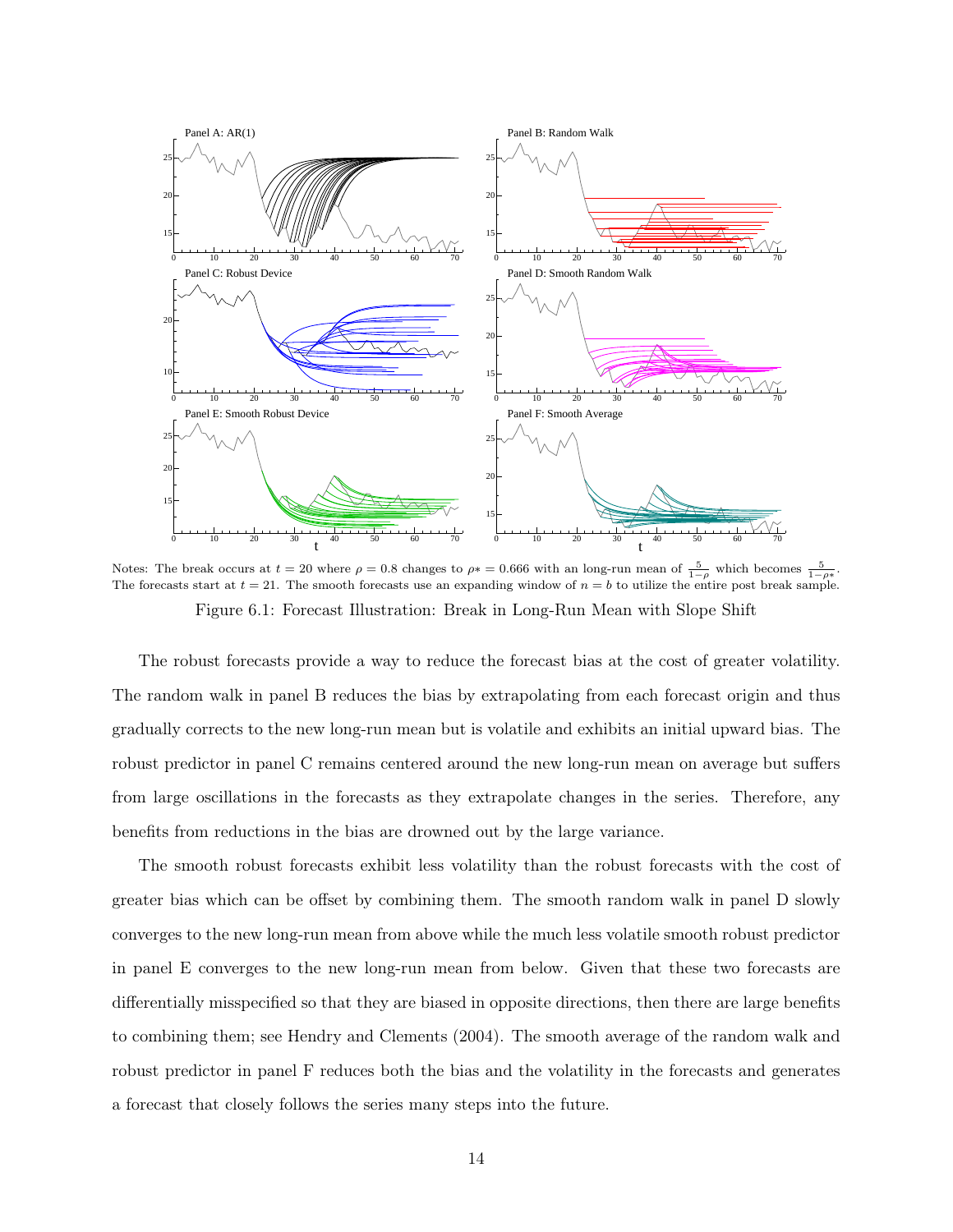Panel A: AR(1)

25
20
15
0 10 20 30 40 50 60 70

Panel B: Random Walk

25
20
15
0 10 20 30 40 50 60 70

Panel C: Robust Device

20
15
10
0 10 20 30 40 50 60 70

Panel D: Smooth Random Walk

25
20
15
0 10 20 30 40 50 60 70

Panel E: Smooth Robust Device

25
20
15
0 10 20 30 40 50 60 70
t

Panel F: Smooth Average

25
20
15
0 10 20 30 40 50 60 70
t

Notes: The break occurs at $t = 20$ where $\rho = 0.8$ changes to $\rho* = 0.666$ with an long-run mean of $\frac{5}{1-\rho}$ which becomes $\frac{5}{1-\rho*}$. The forecasts start at $t = 21$. The smooth forecasts use an expanding window of $n = b$ to utilize the entire post break sample.

Figure 6.1: Forecast Illustration: Break in Long-Run Mean with Slope Shift

The robust forecasts provide a way to reduce the forecast bias at the cost of greater volatility. The random walk in panel B reduces the bias by extrapolating from each forecast origin and thus gradually corrects to the new long-run mean but is volatile and exhibits an initial upward bias. The robust predictor in panel C remains centered around the new long-run mean on average but suffers from large oscillations in the forecasts as they extrapolate changes in the series. Therefore, any benefits from reductions in the bias are drowned out by the large variance.

The smooth robust forecasts exhibit less volatility than the robust forecasts with the cost of greater bias which can be offset by combining them. The smooth random walk in panel D slowly converges to the new long-run mean from above while the much less volatile smooth robust predictor in panel E converges to the new long-run mean from below. Given that these two forecasts are differentially misspecified so that they are biased in opposite directions, then there are large benefits to combining them; see Hendry and Clements (2004). The smooth average of the random walk and robust predictor in panel F reduces both the bias and the volatility in the forecasts and generates a forecast that closely follows the series many steps into the future.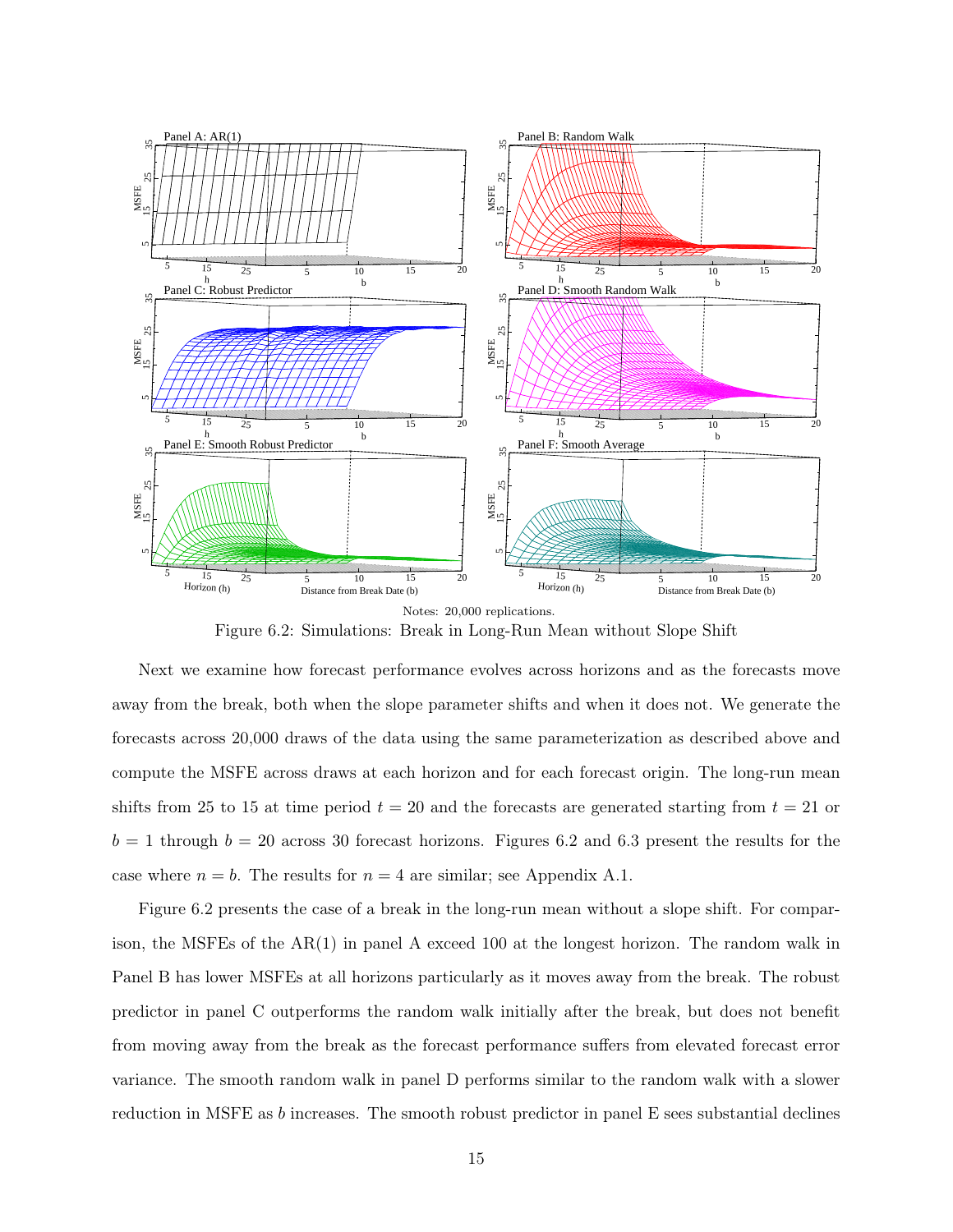Panel A: AR(1)

MSFE

35
25
15
5

5 15 25 h

5 10 15 20 b

Panel B: Random Walk

MSFE

35
25
15
5

5 15 25 h

5 10 15 20 b

Panel C: Robust Predictor

MSFE

35
25
15
5

5 15 25 h

5 10 15 20 b

Panel D: Smooth Random Walk

MSFE

35
25
15
5

5 15 25 h

5 10 15 20 b

Panel E: Smooth Robust Predictor

MSFE

35
25
15
5

5 15 25 Horizon (h)

5 10 15 20 Distance from Break Date (b)

Panel F: Smooth Average

MSFE

35
25
15
5

5 15 25 Horizon (h)

5 10 15 20 Distance from Break Date (b)

Notes: 20,000 replications.

Figure 6.2: Simulations: Break in Long-Run Mean without Slope Shift

Next we examine how forecast performance evolves across horizons and as the forecasts move away from the break, both when the slope parameter shifts and when it does not. We generate the forecasts across 20,000 draws of the data using the same parameterization as described above and compute the MSFE across draws at each horizon and for each forecast origin. The long-run mean shifts from 25 to 15 at time period $t = 20$ and the forecasts are generated starting from $t = 21$ or $b = 1$ through $b = 20$ across 30 forecast horizons. Figures 6.2 and 6.3 present the results for the case where $n = b$. The results for $n = 4$ are similar; see Appendix A.1.

Figure 6.2 presents the case of a break in the long-run mean without a slope shift. For comparison, the MSFEs of the AR(1) in panel A exceed 100 at the longest horizon. The random walk in Panel B has lower MSFEs at all horizons particularly as it moves away from the break. The robust predictor in panel C outperforms the random walk initially after the break, but does not benefit from moving away from the break as the forecast performance suffers from elevated forecast error variance. The smooth random walk in panel D performs similar to the random walk with a slower reduction in MSFE as $b$ increases. The smooth robust predictor in panel E sees substantial declines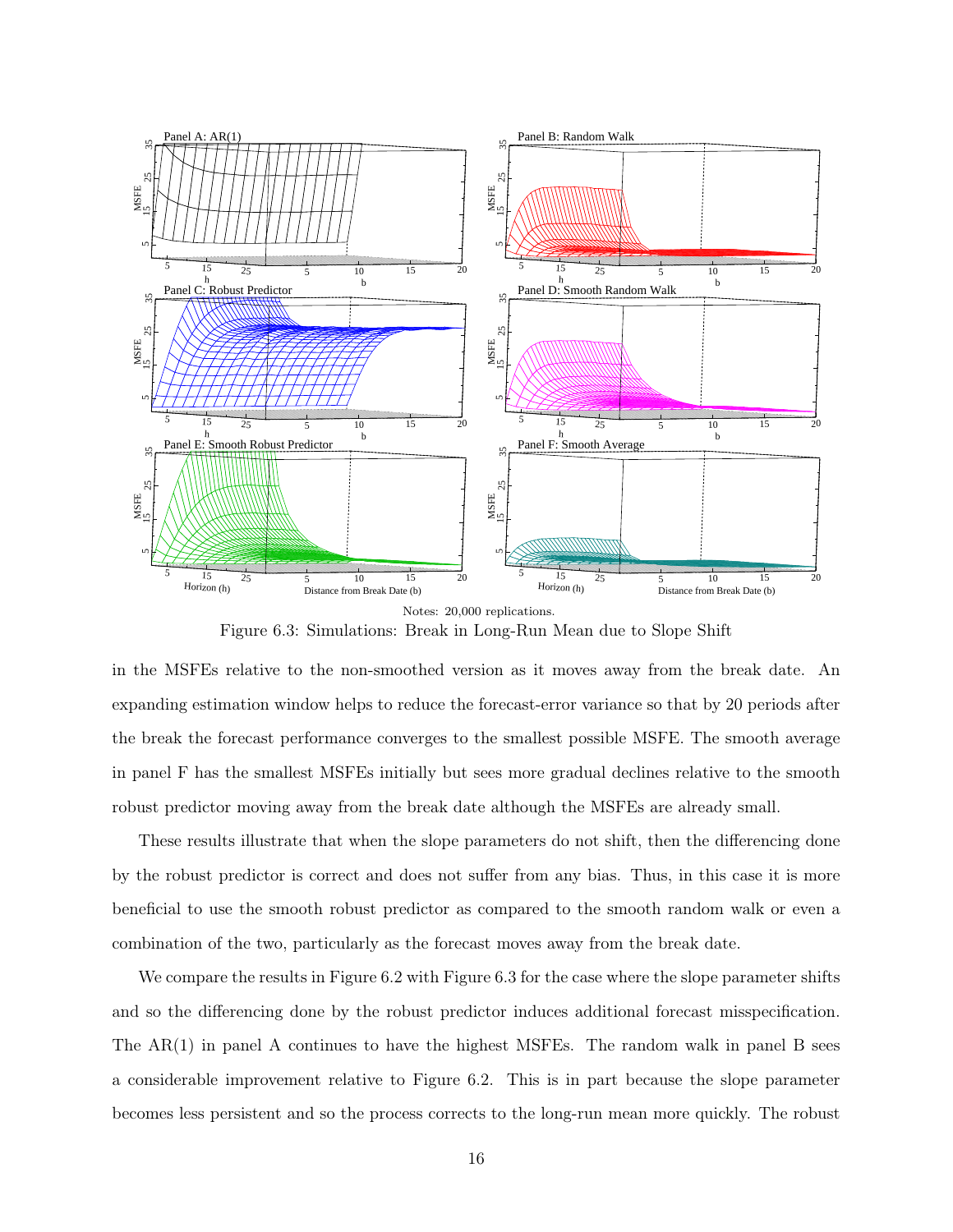Panel A: AR(1)

MSFE

35

25

15

5

5 15 25 5 10 15 20

h b

Panel B: Random Walk

MSFE

35

25

15

5

5 15 25 5 10 15 20

h b

Panel C: Robust Predictor

MSFE

35

25

15

5

5 15 25 5 10 15 20

h b

Panel D: Smooth Random Walk

MSFE

35

25

15

5

5 15 25 5 10 15 20

h b

Panel E: Smooth Robust Predictor

MSFE

35

25

15

5

5 15 25 5 10 15 20

Horizon (h) Distance from Break Date (b)

Panel F: Smooth Average

MSFE

35

25

15

5

5 15 25 5 10 15 20

Horizon (h) Distance from Break Date (b)

Notes: 20,000 replications.

Figure 6.3: Simulations: Break in Long-Run Mean due to Slope Shift

in the MSFEs relative to the non-smoothed version as it moves away from the break date. An expanding estimation window helps to reduce the forecast-error variance so that by 20 periods after the break the forecast performance converges to the smallest possible MSFE. The smooth average in panel F has the smallest MSFEs initially but sees more gradual declines relative to the smooth robust predictor moving away from the break date although the MSFEs are already small.

These results illustrate that when the slope parameters do not shift, then the differencing done by the robust predictor is correct and does not suffer from any bias. Thus, in this case it is more beneficial to use the smooth robust predictor as compared to the smooth random walk or even a combination of the two, particularly as the forecast moves away from the break date.

We compare the results in Figure 6.2 with Figure 6.3 for the case where the slope parameter shifts and so the differencing done by the robust predictor induces additional forecast misspecification. The AR(1) in panel A continues to have the highest MSFEs. The random walk in panel B sees a considerable improvement relative to Figure 6.2. This is in part because the slope parameter becomes less persistent and so the process corrects to the long-run mean more quickly. The robust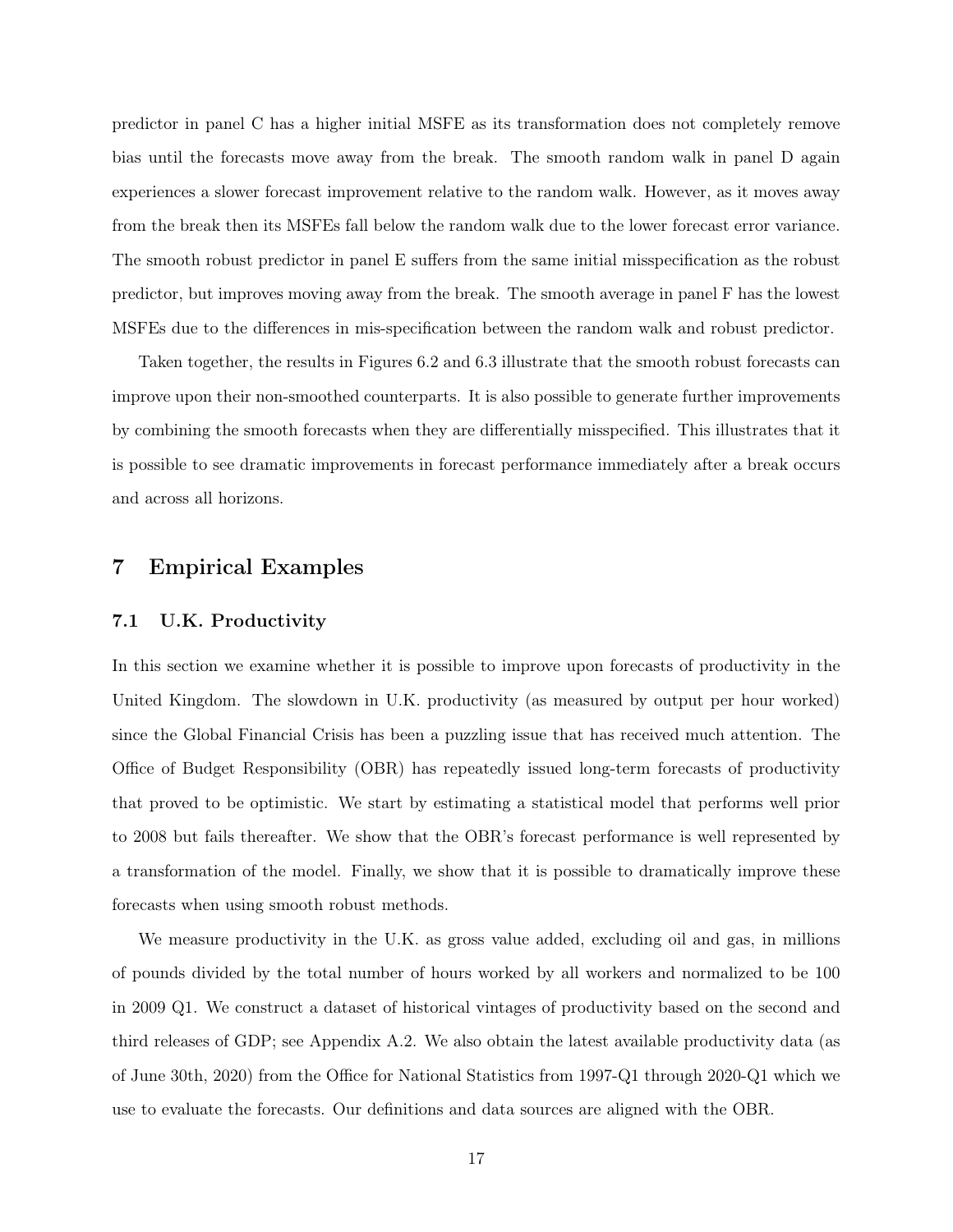predictor in panel C has a higher initial MSFE as its transformation does not completely remove bias until the forecasts move away from the break. The smooth random walk in panel D again experiences a slower forecast improvement relative to the random walk. However, as it moves away from the break then its MSFEs fall below the random walk due to the lower forecast error variance. The smooth robust predictor in panel E suffers from the same initial misspecification as the robust predictor, but improves moving away from the break. The smooth average in panel F has the lowest MSFEs due to the differences in mis-specification between the random walk and robust predictor.

Taken together, the results in Figures 6.2 and 6.3 illustrate that the smooth robust forecasts can improve upon their non-smoothed counterparts. It is also possible to generate further improvements by combining the smooth forecasts when they are differentially misspecified. This illustrates that it is possible to see dramatic improvements in forecast performance immediately after a break occurs and across all horizons.

## 7 Empirical Examples

### 7.1 U.K. Productivity

In this section we examine whether it is possible to improve upon forecasts of productivity in the United Kingdom. The slowdown in U.K. productivity (as measured by output per hour worked) since the Global Financial Crisis has been a puzzling issue that has received much attention. The Office of Budget Responsibility (OBR) has repeatedly issued long-term forecasts of productivity that proved to be optimistic. We start by estimating a statistical model that performs well prior to 2008 but fails thereafter. We show that the OBR's forecast performance is well represented by a transformation of the model. Finally, we show that it is possible to dramatically improve these forecasts when using smooth robust methods.

We measure productivity in the U.K. as gross value added, excluding oil and gas, in millions of pounds divided by the total number of hours worked by all workers and normalized to be 100 in 2009 Q1. We construct a dataset of historical vintages of productivity based on the second and third releases of GDP; see Appendix A.2. We also obtain the latest available productivity data (as of June 30th, 2020) from the Office for National Statistics from 1997-Q1 through 2020-Q1 which we use to evaluate the forecasts. Our definitions and data sources are aligned with the OBR.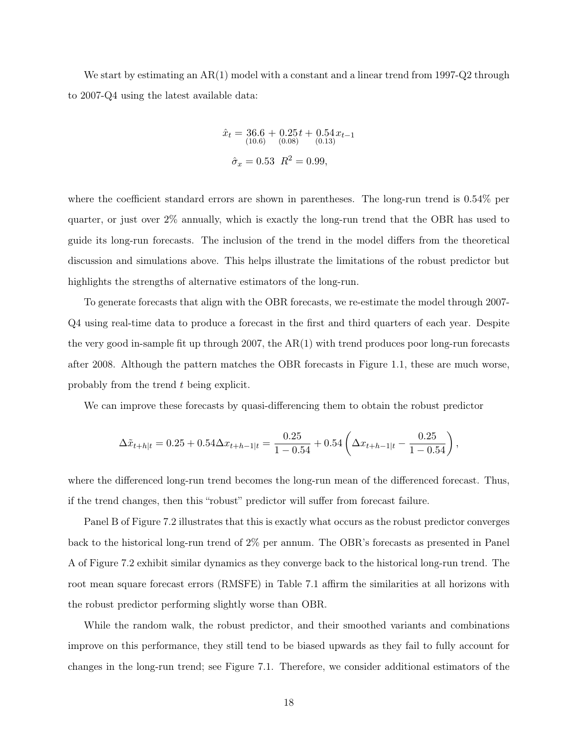We start by estimating an AR(1) model with a constant and a linear trend from 1997-Q2 through to 2007-Q4 using the latest available data:

$$\hat{x}_t = \underset{(10.6)}{36.6} + \underset{(0.08)}{0.25}t + \underset{(0.13)}{0.54}x_{t-1}$$

$$\hat{\sigma}_x = 0.53 \;\; R^2 = 0.99,$$

where the coefficient standard errors are shown in parentheses. The long-run trend is 0.54% per quarter, or just over 2% annually, which is exactly the long-run trend that the OBR has used to guide its long-run forecasts. The inclusion of the trend in the model differs from the theoretical discussion and simulations above. This helps illustrate the limitations of the robust predictor but highlights the strengths of alternative estimators of the long-run.

To generate forecasts that align with the OBR forecasts, we re-estimate the model through 2007-Q4 using real-time data to produce a forecast in the first and third quarters of each year. Despite the very good in-sample fit up through 2007, the AR(1) with trend produces poor long-run forecasts after 2008. Although the pattern matches the OBR forecasts in Figure 1.1, these are much worse, probably from the trend $t$ being explicit.

We can improve these forecasts by quasi-differencing them to obtain the robust predictor

$$\Delta\tilde{x}_{t+h|t} = 0.25 + 0.54\Delta x_{t+h-1|t} = \frac{0.25}{1-0.54} + 0.54\left(\Delta x_{t+h-1|t} - \frac{0.25}{1-0.54}\right),$$

where the differenced long-run trend becomes the long-run mean of the differenced forecast. Thus, if the trend changes, then this "robust" predictor will suffer from forecast failure.

Panel B of Figure 7.2 illustrates that this is exactly what occurs as the robust predictor converges back to the historical long-run trend of 2% per annum. The OBR's forecasts as presented in Panel A of Figure 7.2 exhibit similar dynamics as they converge back to the historical long-run trend. The root mean square forecast errors (RMSFE) in Table 7.1 affirm the similarities at all horizons with the robust predictor performing slightly worse than OBR.

While the random walk, the robust predictor, and their smoothed variants and combinations improve on this performance, they still tend to be biased upwards as they fail to fully account for changes in the long-run trend; see Figure 7.1. Therefore, we consider additional estimators of the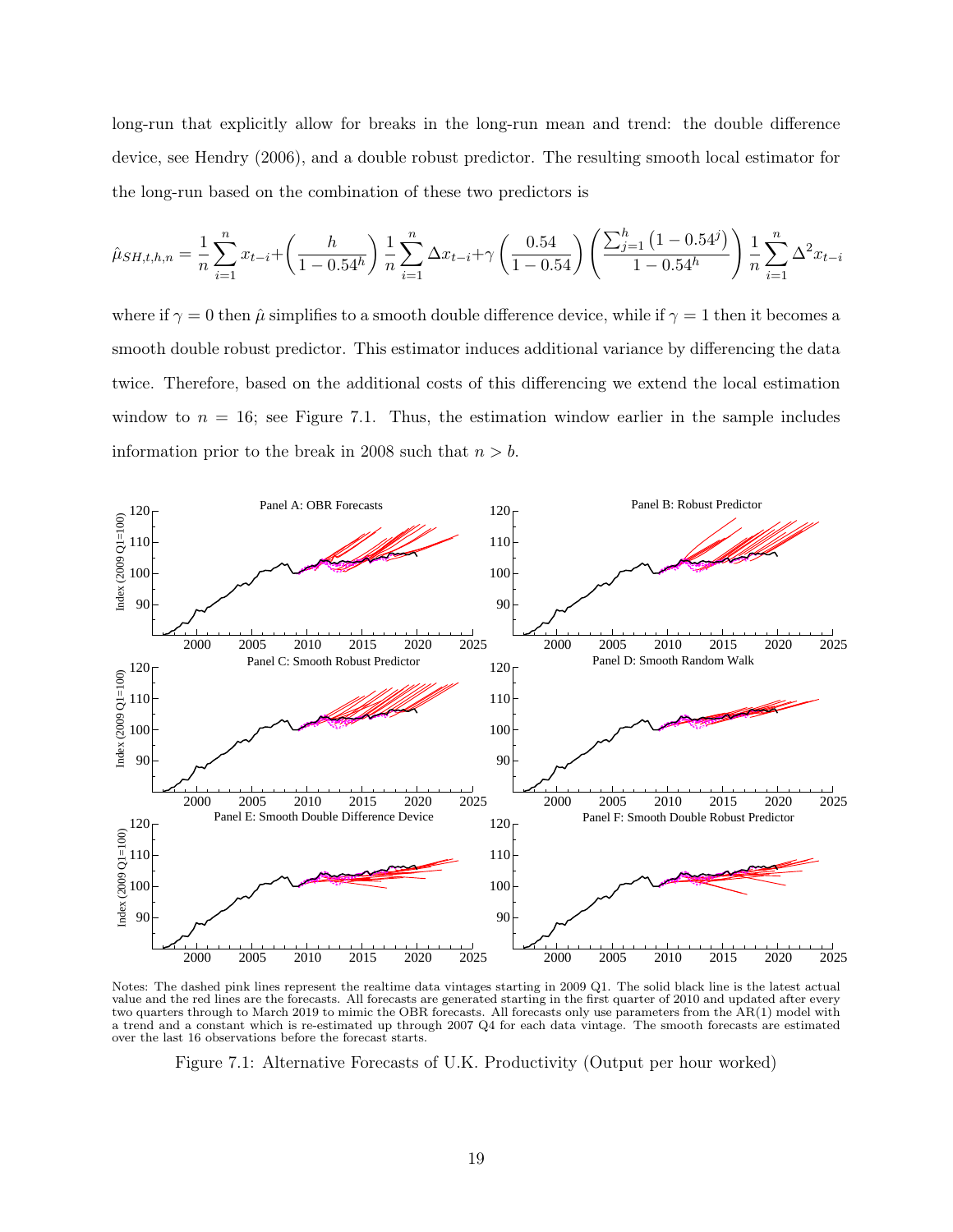long-run that explicitly allow for breaks in the long-run mean and trend: the double difference device, see Hendry (2006), and a double robust predictor. The resulting smooth local estimator for the long-run based on the combination of these two predictors is

$$\hat{\mu}_{SH,t,h,n} = \frac{1}{n}\sum_{i=1}^{n} x_{t-i} + \left(\frac{h}{1-0.54^h}\right)\frac{1}{n}\sum_{i=1}^{n}\Delta x_{t-i} + \gamma\left(\frac{0.54}{1-0.54}\right)\left(\frac{\sum_{j=1}^{h}\left(1-0.54^j\right)}{1-0.54^h}\right)\frac{1}{n}\sum_{i=1}^{n}\Delta^2 x_{t-i}$$

where if $\gamma = 0$ then $\hat{\mu}$ simplifies to a smooth double difference device, while if $\gamma = 1$ then it becomes a smooth double robust predictor. This estimator induces additional variance by differencing the data twice. Therefore, based on the additional costs of this differencing we extend the local estimation window to $n = 16$; see Figure 7.1. Thus, the estimation window earlier in the sample includes information prior to the break in 2008 such that $n > b$.

Panel A: OBR Forecasts

Panel B: Robust Predictor

Panel C: Smooth Robust Predictor

Panel D: Smooth Random Walk

Panel E: Smooth Double Difference Device

Panel F: Smooth Double Robust Predictor

Index (2009 Q1=100)

120
110
100
90

2000 2005 2010 2015 2020 2025

Notes: The dashed pink lines represent the realtime data vintages starting in 2009 Q1. The solid black line is the latest actual value and the red lines are the forecasts. All forecasts are generated starting in the first quarter of 2010 and updated after every two quarters through to March 2019 to mimic the OBR forecasts. All forecasts only use parameters from the AR(1) model with a trend and a constant which is re-estimated up through 2007 Q4 for each data vintage. The smooth forecasts are estimated over the last 16 observations before the forecast starts.

Figure 7.1: Alternative Forecasts of U.K. Productivity (Output per hour worked)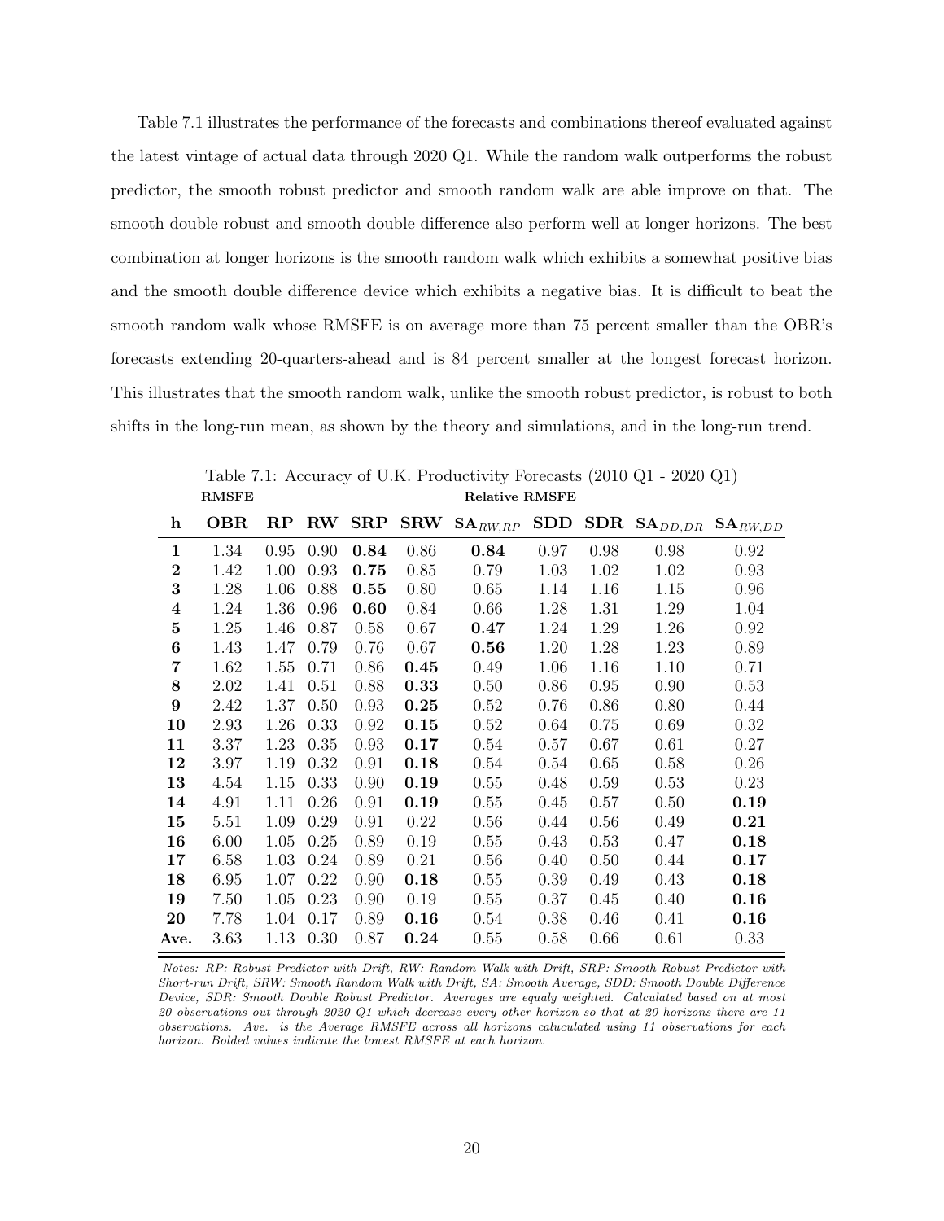Table 7.1 illustrates the performance of the forecasts and combinations thereof evaluated against the latest vintage of actual data through 2020 Q1. While the random walk outperforms the robust predictor, the smooth robust predictor and smooth random walk are able improve on that. The smooth double robust and smooth double difference also perform well at longer horizons. The best combination at longer horizons is the smooth random walk which exhibits a somewhat positive bias and the smooth double difference device which exhibits a negative bias. It is difficult to beat the smooth random walk whose RMSFE is on average more than 75 percent smaller than the OBR's forecasts extending 20-quarters-ahead and is 84 percent smaller at the longest forecast horizon. This illustrates that the smooth random walk, unlike the smooth robust predictor, is robust to both shifts in the long-run mean, as shown by the theory and simulations, and in the long-run trend.

Table 7.1: Accuracy of U.K. Productivity Forecasts (2010 Q1 - 2020 Q1)

| | **RMSFE** | **Relative RMSFE** | | | | | | | | |
|---|---|---|---|---|---|---|---|---|---|---|
| **h** | **OBR** | **RP** | **RW** | **SRP** | **SRW** | $\mathbf{SA}_{RW,RP}$ | **SDD** | **SDR** | $\mathbf{SA}_{DD,DR}$ | $\mathbf{SA}_{RW,DD}$ |
| **1** | 1.34 | 0.95 | 0.90 | **0.84** | 0.86 | **0.84** | 0.97 | 0.98 | 0.98 | 0.92 |
| **2** | 1.42 | 1.00 | 0.93 | **0.75** | 0.85 | 0.79 | 1.03 | 1.02 | 1.02 | 0.93 |
| **3** | 1.28 | 1.06 | 0.88 | **0.55** | 0.80 | 0.65 | 1.14 | 1.16 | 1.15 | 0.96 |
| **4** | 1.24 | 1.36 | 0.96 | **0.60** | 0.84 | 0.66 | 1.28 | 1.31 | 1.29 | 1.04 |
| **5** | 1.25 | 1.46 | 0.87 | 0.58 | 0.67 | **0.47** | 1.24 | 1.29 | 1.26 | 0.92 |
| **6** | 1.43 | 1.47 | 0.79 | 0.76 | 0.67 | **0.56** | 1.20 | 1.28 | 1.23 | 0.89 |
| **7** | 1.62 | 1.55 | 0.71 | 0.86 | **0.45** | 0.49 | 1.06 | 1.16 | 1.10 | 0.71 |
| **8** | 2.02 | 1.41 | 0.51 | 0.88 | **0.33** | 0.50 | 0.86 | 0.95 | 0.90 | 0.53 |
| **9** | 2.42 | 1.37 | 0.50 | 0.93 | **0.25** | 0.52 | 0.76 | 0.86 | 0.80 | 0.44 |
| **10** | 2.93 | 1.26 | 0.33 | 0.92 | **0.15** | 0.52 | 0.64 | 0.75 | 0.69 | 0.32 |
| **11** | 3.37 | 1.23 | 0.35 | 0.93 | **0.17** | 0.54 | 0.57 | 0.67 | 0.61 | 0.27 |
| **12** | 3.97 | 1.19 | 0.32 | 0.91 | **0.18** | 0.54 | 0.54 | 0.65 | 0.58 | 0.26 |
| **13** | 4.54 | 1.15 | 0.33 | 0.90 | **0.19** | 0.55 | 0.48 | 0.59 | 0.53 | 0.23 |
| **14** | 4.91 | 1.11 | 0.26 | 0.91 | **0.19** | 0.55 | 0.45 | 0.57 | 0.50 | **0.19** |
| **15** | 5.51 | 1.09 | 0.29 | 0.91 | 0.22 | 0.56 | 0.44 | 0.56 | 0.49 | **0.21** |
| **16** | 6.00 | 1.05 | 0.25 | 0.89 | 0.19 | 0.55 | 0.43 | 0.53 | 0.47 | **0.18** |
| **17** | 6.58 | 1.03 | 0.24 | 0.89 | 0.21 | 0.56 | 0.40 | 0.50 | 0.44 | **0.17** |
| **18** | 6.95 | 1.07 | 0.22 | 0.90 | **0.18** | 0.55 | 0.39 | 0.49 | 0.43 | **0.18** |
| **19** | 7.50 | 1.05 | 0.23 | 0.90 | 0.19 | 0.55 | 0.37 | 0.45 | 0.40 | **0.16** |
| **20** | 7.78 | 1.04 | 0.17 | 0.89 | **0.16** | 0.54 | 0.38 | 0.46 | 0.41 | **0.16** |
| **Ave.** | 3.63 | 1.13 | 0.30 | 0.87 | **0.24** | 0.55 | 0.58 | 0.66 | 0.61 | 0.33 |

*Notes: RP: Robust Predictor with Drift, RW: Random Walk with Drift, SRP: Smooth Robust Predictor with Short-run Drift, SRW: Smooth Random Walk with Drift, SA: Smooth Average, SDD: Smooth Double Difference Device, SDR: Smooth Double Robust Predictor. Averages are equaly weighted. Calculated based on at most 20 observations out through 2020 Q1 which decrease every other horizon so that at 20 horizons there are 11 observations. Ave. is the Average RMSFE across all horizons caluculated using 11 observations for each horizon. Bolded values indicate the lowest RMSFE at each horizon.*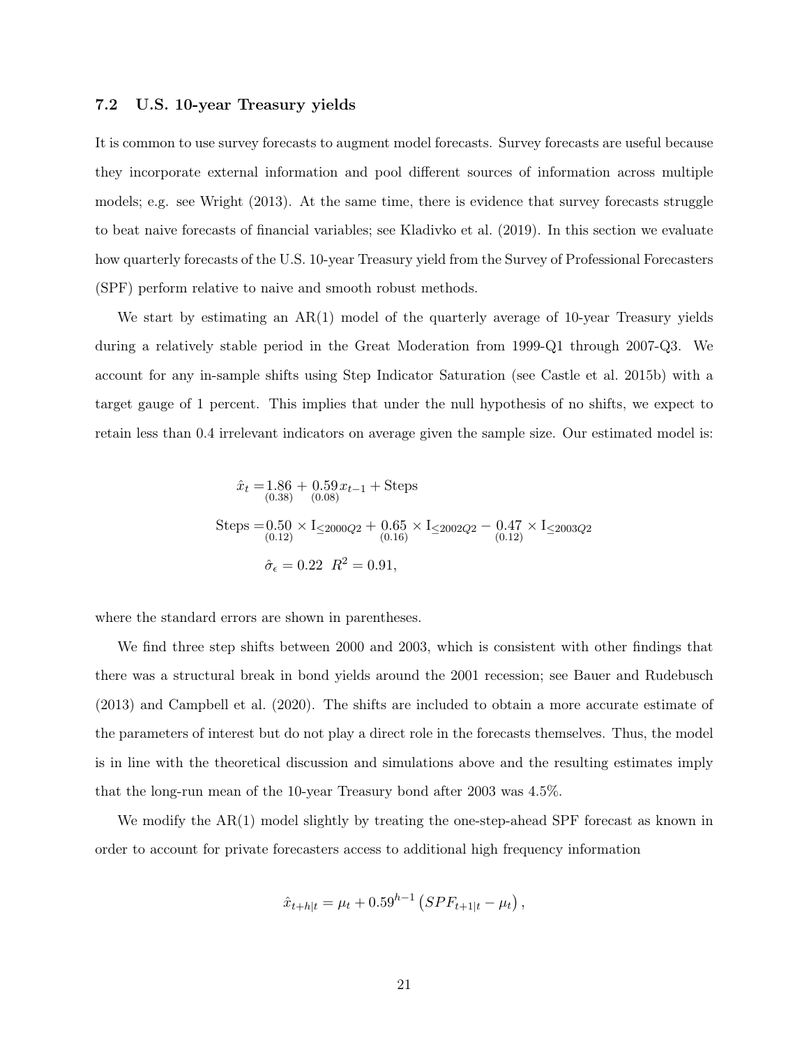### 7.2 U.S. 10-year Treasury yields

It is common to use survey forecasts to augment model forecasts. Survey forecasts are useful because they incorporate external information and pool different sources of information across multiple models; e.g. see Wright (2013). At the same time, there is evidence that survey forecasts struggle to beat naive forecasts of financial variables; see Kladivko et al. (2019). In this section we evaluate how quarterly forecasts of the U.S. 10-year Treasury yield from the Survey of Professional Forecasters (SPF) perform relative to naive and smooth robust methods.

We start by estimating an AR(1) model of the quarterly average of 10-year Treasury yields during a relatively stable period in the Great Moderation from 1999-Q1 through 2007-Q3. We account for any in-sample shifts using Step Indicator Saturation (see Castle et al. 2015b) with a target gauge of 1 percent. This implies that under the null hypothesis of no shifts, we expect to retain less than 0.4 irrelevant indicators on average given the sample size. Our estimated model is:

$$
\begin{aligned}
\hat{x}_t =& \underset{(0.38)}{1.86} + \underset{(0.08)}{0.59} x_{t-1} + \text{Steps} \\
\text{Steps} =& \underset{(0.12)}{0.50} \times \text{I}_{\leq 2000Q2} + \underset{(0.16)}{0.65} \times \text{I}_{\leq 2002Q2} - \underset{(0.12)}{0.47} \times \text{I}_{\leq 2003Q2} \\
& \hat{\sigma}_\epsilon = 0.22 \;\; R^2 = 0.91,
\end{aligned}
$$

where the standard errors are shown in parentheses.

We find three step shifts between 2000 and 2003, which is consistent with other findings that there was a structural break in bond yields around the 2001 recession; see Bauer and Rudebusch (2013) and Campbell et al. (2020). The shifts are included to obtain a more accurate estimate of the parameters of interest but do not play a direct role in the forecasts themselves. Thus, the model is in line with the theoretical discussion and simulations above and the resulting estimates imply that the long-run mean of the 10-year Treasury bond after 2003 was 4.5%.

We modify the AR(1) model slightly by treating the one-step-ahead SPF forecast as known in order to account for private forecasters access to additional high frequency information

$$
\hat{x}_{t+h|t} = \mu_t + 0.59^{h-1} \left( SPF_{t+1|t} - \mu_t \right),
$$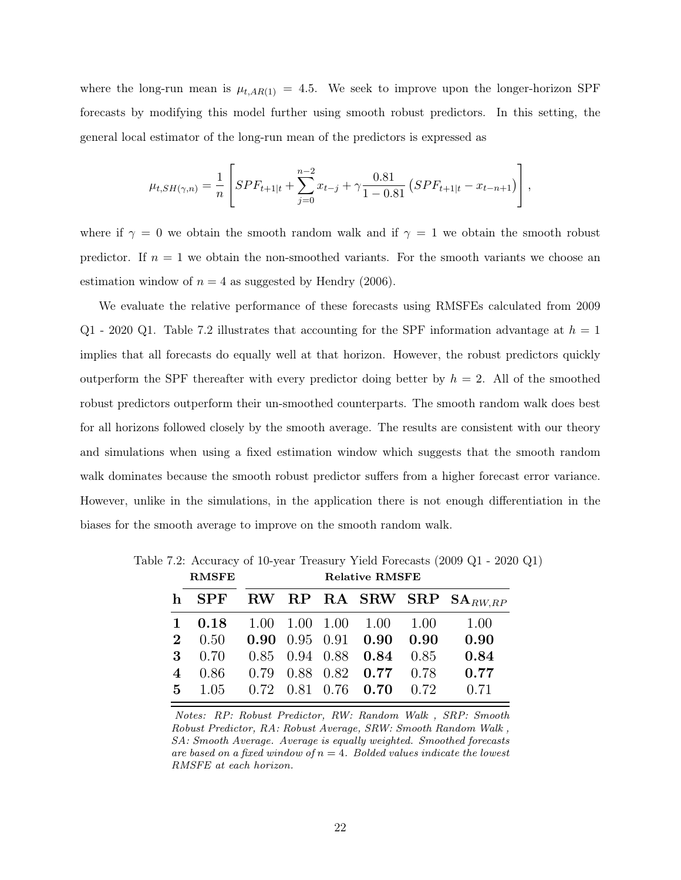where the long-run mean is $\mu_{t,AR(1)} = 4.5$. We seek to improve upon the longer-horizon SPF forecasts by modifying this model further using smooth robust predictors. In this setting, the general local estimator of the long-run mean of the predictors is expressed as

$$\mu_{t,SH(\gamma,n)} = \frac{1}{n}\left[SPF_{t+1|t} + \sum_{j=0}^{n-2} x_{t-j} + \gamma \frac{0.81}{1-0.81}\left(SPF_{t+1|t} - x_{t-n+1}\right)\right],$$

where if $\gamma = 0$ we obtain the smooth random walk and if $\gamma = 1$ we obtain the smooth robust predictor. If $n = 1$ we obtain the non-smoothed variants. For the smooth variants we choose an estimation window of $n = 4$ as suggested by Hendry (2006).

We evaluate the relative performance of these forecasts using RMSFEs calculated from 2009 Q1 - 2020 Q1. Table 7.2 illustrates that accounting for the SPF information advantage at $h = 1$ implies that all forecasts do equally well at that horizon. However, the robust predictors quickly outperform the SPF thereafter with every predictor doing better by $h = 2$. All of the smoothed robust predictors outperform their un-smoothed counterparts. The smooth random walk does best for all horizons followed closely by the smooth average. The results are consistent with our theory and simulations when using a fixed estimation window which suggests that the smooth random walk dominates because the smooth robust predictor suffers from a higher forecast error variance. However, unlike in the simulations, in the application there is not enough differentiation in the biases for the smooth average to improve on the smooth random walk.

Table 7.2: Accuracy of 10-year Treasury Yield Forecasts (2009 Q1 - 2020 Q1)

| | **RMSFE** | **Relative RMSFE** | | | | | |
|---|---|---|---|---|---|---|---|
| **h** | **SPF** | **RW** | **RP** | **RA** | **SRW** | **SRP** | **SA**$_{RW,RP}$ |
| **1** | **0.18** | 1.00 | 1.00 | 1.00 | 1.00 | 1.00 | 1.00 |
| **2** | 0.50 | **0.90** | 0.95 | 0.91 | **0.90** | **0.90** | **0.90** |
| **3** | 0.70 | 0.85 | 0.94 | 0.88 | **0.84** | 0.85 | **0.84** |
| **4** | 0.86 | 0.79 | 0.88 | 0.82 | **0.77** | 0.78 | **0.77** |
| **5** | 1.05 | 0.72 | 0.81 | 0.76 | **0.70** | 0.72 | 0.71 |

*Notes: RP: Robust Predictor, RW: Random Walk , SRP: Smooth Robust Predictor, RA: Robust Average, SRW: Smooth Random Walk , SA: Smooth Average. Average is equally weighted. Smoothed forecasts are based on a fixed window of n = 4. Bolded values indicate the lowest RMSFE at each horizon.*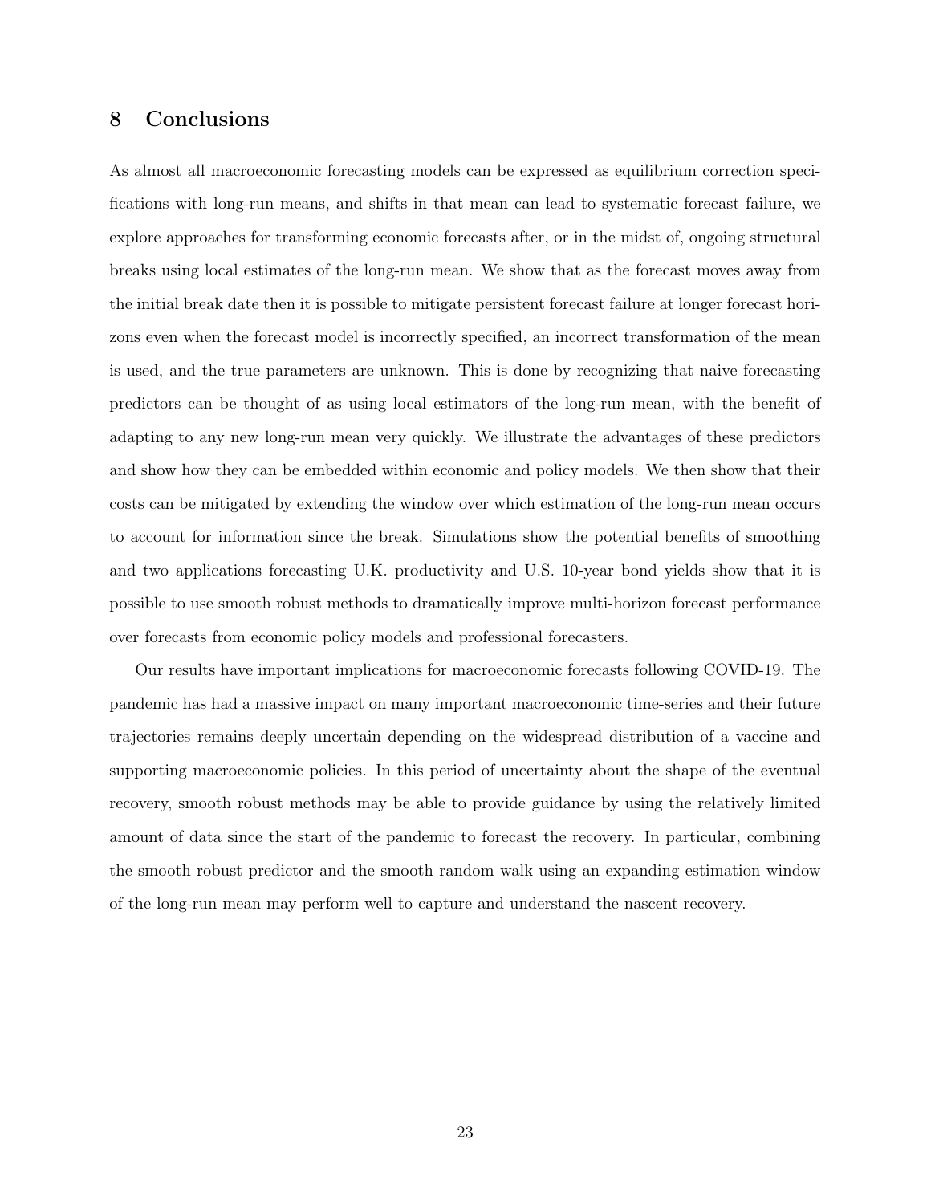## 8 Conclusions

As almost all macroeconomic forecasting models can be expressed as equilibrium correction specifications with long-run means, and shifts in that mean can lead to systematic forecast failure, we explore approaches for transforming economic forecasts after, or in the midst of, ongoing structural breaks using local estimates of the long-run mean. We show that as the forecast moves away from the initial break date then it is possible to mitigate persistent forecast failure at longer forecast horizons even when the forecast model is incorrectly specified, an incorrect transformation of the mean is used, and the true parameters are unknown. This is done by recognizing that naive forecasting predictors can be thought of as using local estimators of the long-run mean, with the benefit of adapting to any new long-run mean very quickly. We illustrate the advantages of these predictors and show how they can be embedded within economic and policy models. We then show that their costs can be mitigated by extending the window over which estimation of the long-run mean occurs to account for information since the break. Simulations show the potential benefits of smoothing and two applications forecasting U.K. productivity and U.S. 10-year bond yields show that it is possible to use smooth robust methods to dramatically improve multi-horizon forecast performance over forecasts from economic policy models and professional forecasters.

Our results have important implications for macroeconomic forecasts following COVID-19. The pandemic has had a massive impact on many important macroeconomic time-series and their future trajectories remains deeply uncertain depending on the widespread distribution of a vaccine and supporting macroeconomic policies. In this period of uncertainty about the shape of the eventual recovery, smooth robust methods may be able to provide guidance by using the relatively limited amount of data since the start of the pandemic to forecast the recovery. In particular, combining the smooth robust predictor and the smooth random walk using an expanding estimation window of the long-run mean may perform well to capture and understand the nascent recovery.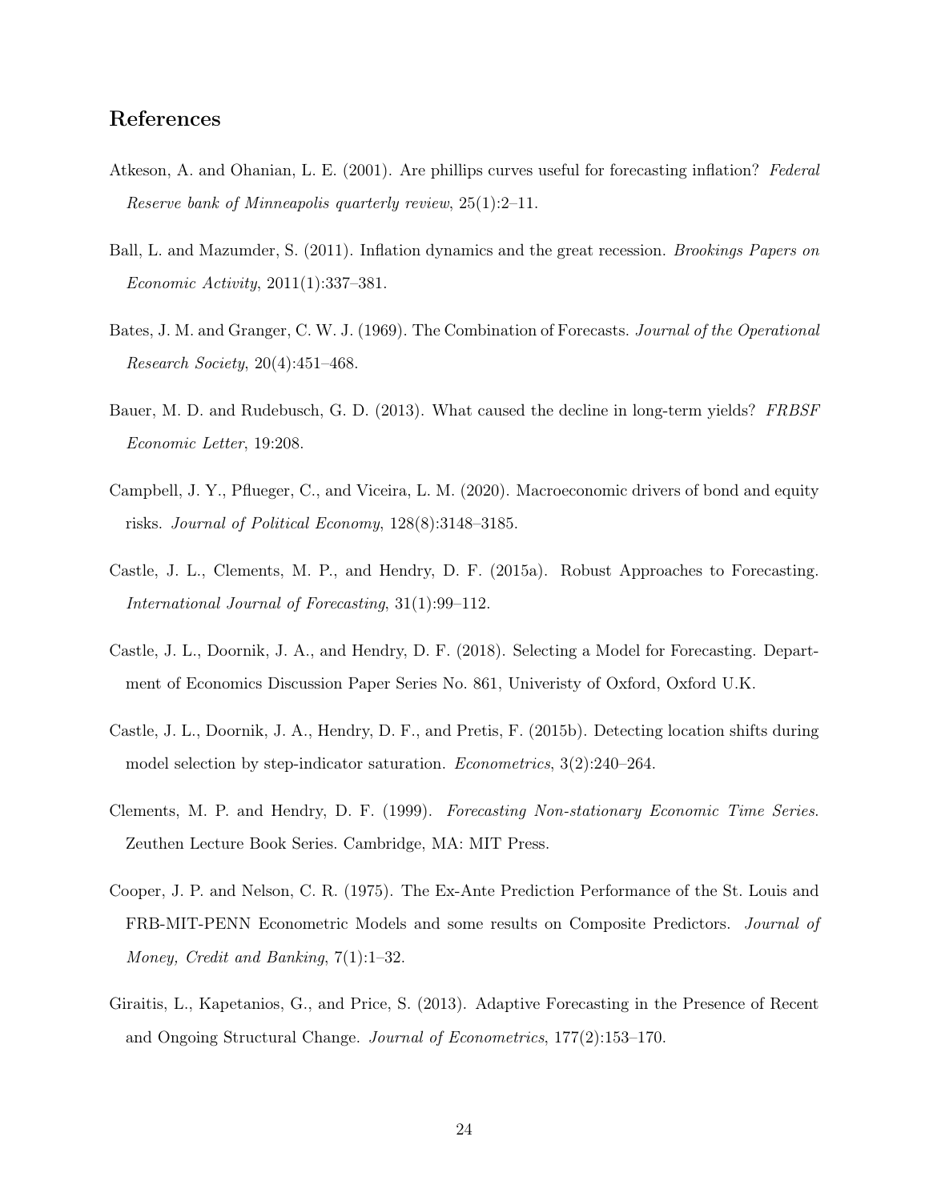## References

Atkeson, A. and Ohanian, L. E. (2001). Are phillips curves useful for forecasting inflation? *Federal Reserve bank of Minneapolis quarterly review*, 25(1):2–11.

Ball, L. and Mazumder, S. (2011). Inflation dynamics and the great recession. *Brookings Papers on Economic Activity*, 2011(1):337–381.

Bates, J. M. and Granger, C. W. J. (1969). The Combination of Forecasts. *Journal of the Operational Research Society*, 20(4):451–468.

Bauer, M. D. and Rudebusch, G. D. (2013). What caused the decline in long-term yields? *FRBSF Economic Letter*, 19:208.

Campbell, J. Y., Pflueger, C., and Viceira, L. M. (2020). Macroeconomic drivers of bond and equity risks. *Journal of Political Economy*, 128(8):3148–3185.

Castle, J. L., Clements, M. P., and Hendry, D. F. (2015a). Robust Approaches to Forecasting. *International Journal of Forecasting*, 31(1):99–112.

Castle, J. L., Doornik, J. A., and Hendry, D. F. (2018). Selecting a Model for Forecasting. Department of Economics Discussion Paper Series No. 861, Univeristy of Oxford, Oxford U.K.

Castle, J. L., Doornik, J. A., Hendry, D. F., and Pretis, F. (2015b). Detecting location shifts during model selection by step-indicator saturation. *Econometrics*, 3(2):240–264.

Clements, M. P. and Hendry, D. F. (1999). *Forecasting Non-stationary Economic Time Series.* Zeuthen Lecture Book Series. Cambridge, MA: MIT Press.

Cooper, J. P. and Nelson, C. R. (1975). The Ex-Ante Prediction Performance of the St. Louis and FRB-MIT-PENN Econometric Models and some results on Composite Predictors. *Journal of Money, Credit and Banking*, 7(1):1–32.

Giraitis, L., Kapetanios, G., and Price, S. (2013). Adaptive Forecasting in the Presence of Recent and Ongoing Structural Change. *Journal of Econometrics*, 177(2):153–170.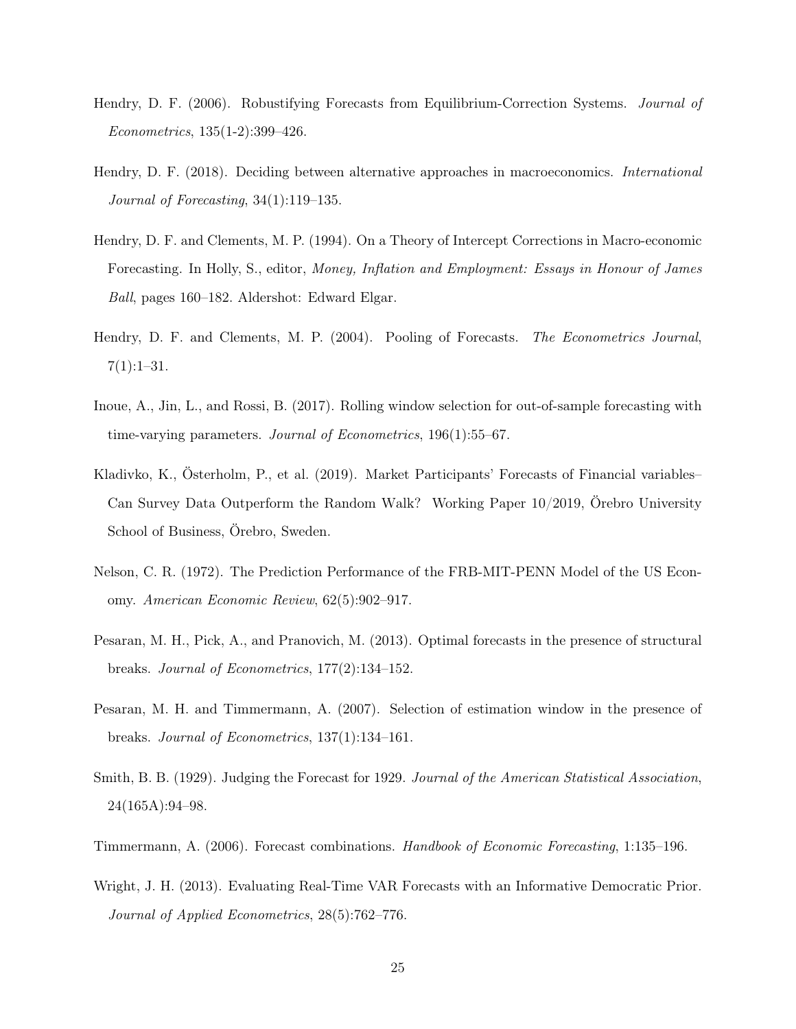Hendry, D. F. (2006). Robustifying Forecasts from Equilibrium-Correction Systems. *Journal of Econometrics*, 135(1-2):399–426.

Hendry, D. F. (2018). Deciding between alternative approaches in macroeconomics. *International Journal of Forecasting*, 34(1):119–135.

Hendry, D. F. and Clements, M. P. (1994). On a Theory of Intercept Corrections in Macro-economic Forecasting. In Holly, S., editor, *Money, Inflation and Employment: Essays in Honour of James Ball*, pages 160–182. Aldershot: Edward Elgar.

Hendry, D. F. and Clements, M. P. (2004). Pooling of Forecasts. *The Econometrics Journal*, 7(1):1–31.

Inoue, A., Jin, L., and Rossi, B. (2017). Rolling window selection for out-of-sample forecasting with time-varying parameters. *Journal of Econometrics*, 196(1):55–67.

Kladivko, K., Österholm, P., et al. (2019). Market Participants' Forecasts of Financial variables– Can Survey Data Outperform the Random Walk? Working Paper 10/2019, Örebro University School of Business, Örebro, Sweden.

Nelson, C. R. (1972). The Prediction Performance of the FRB-MIT-PENN Model of the US Economy. *American Economic Review*, 62(5):902–917.

Pesaran, M. H., Pick, A., and Pranovich, M. (2013). Optimal forecasts in the presence of structural breaks. *Journal of Econometrics*, 177(2):134–152.

Pesaran, M. H. and Timmermann, A. (2007). Selection of estimation window in the presence of breaks. *Journal of Econometrics*, 137(1):134–161.

Smith, B. B. (1929). Judging the Forecast for 1929. *Journal of the American Statistical Association*, 24(165A):94–98.

Timmermann, A. (2006). Forecast combinations. *Handbook of Economic Forecasting*, 1:135–196.

Wright, J. H. (2013). Evaluating Real-Time VAR Forecasts with an Informative Democratic Prior. *Journal of Applied Econometrics*, 28(5):762–776.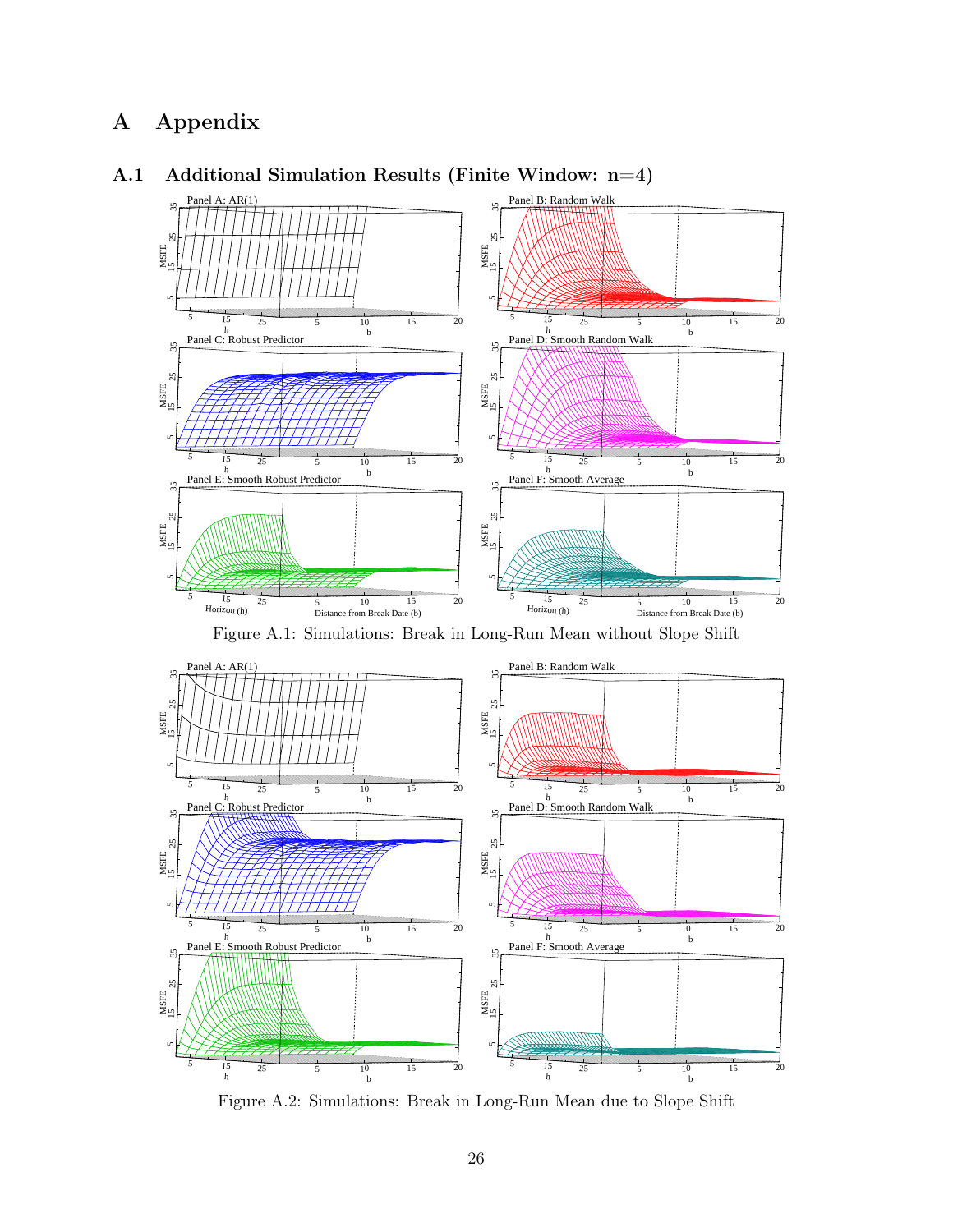# A Appendix

## A.1 Additional Simulation Results (Finite Window: n=4)

Panel A: AR(1)

Panel B: Random Walk

Panel C: Robust Predictor

Panel D: Smooth Random Walk

Panel E: Smooth Robust Predictor

Panel F: Smooth Average

MSFE

Horizon (h)

Distance from Break Date (b)

Figure A.1: Simulations: Break in Long-Run Mean without Slope Shift

Panel A: AR(1)

Panel B: Random Walk

Panel C: Robust Predictor

Panel D: Smooth Random Walk

Panel E: Smooth Robust Predictor

Panel F: Smooth Average

MSFE

h

b

Figure A.2: Simulations: Break in Long-Run Mean due to Slope Shift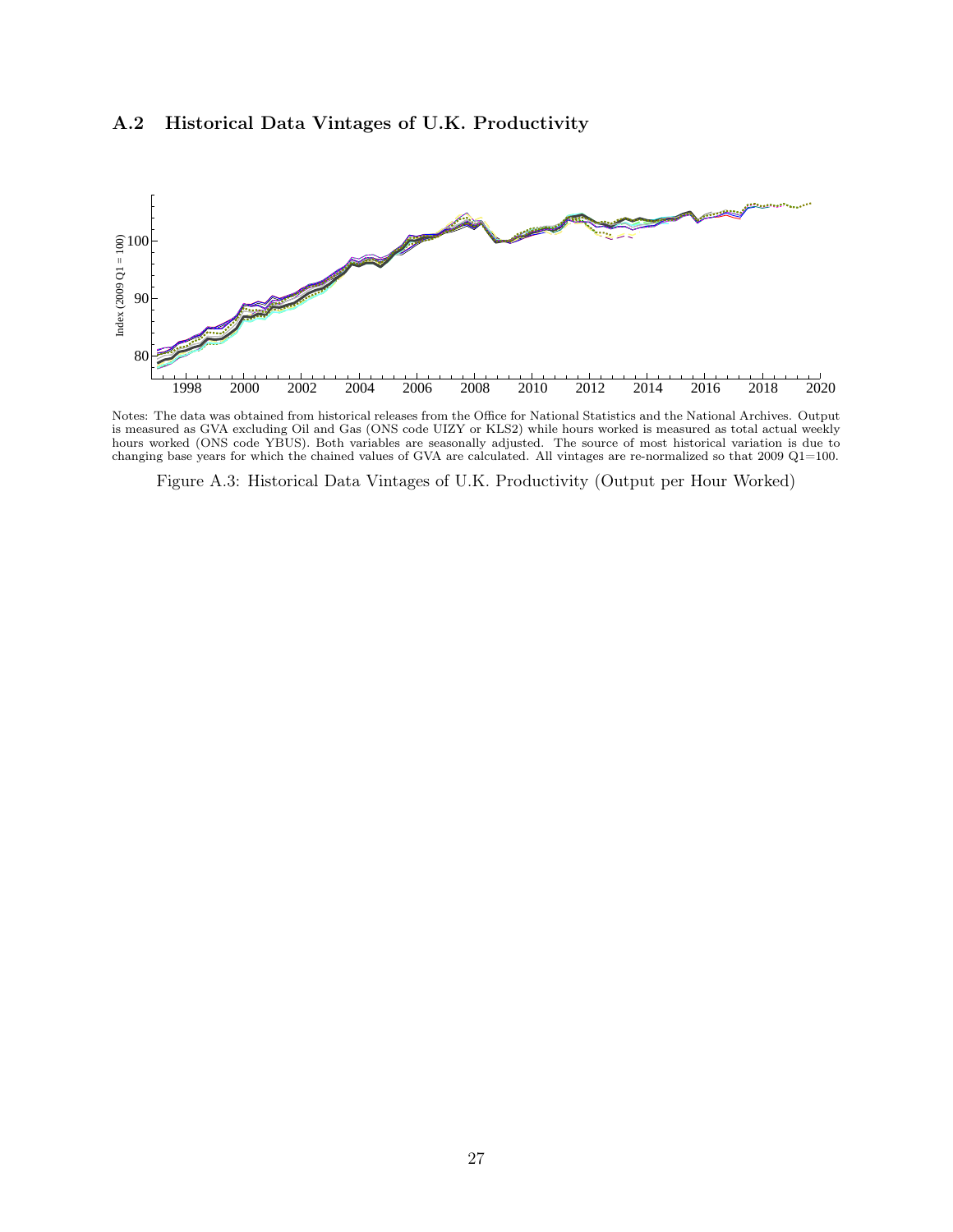## A.2 Historical Data Vintages of U.K. Productivity

Index (2009 Q1 = 100)

100

90

80

1998 2000 2002 2004 2006 2008 2010 2012 2014 2016 2018 2020

Notes: The data was obtained from historical releases from the Office for National Statistics and the National Archives. Output is measured as GVA excluding Oil and Gas (ONS code UIZY or KLS2) while hours worked is measured as total actual weekly hours worked (ONS code YBUS). Both variables are seasonally adjusted. The source of most historical variation is due to changing base years for which the chained values of GVA are calculated. All vintages are re-normalized so that 2009 Q1=100.

Figure A.3: Historical Data Vintages of U.K. Productivity (Output per Hour Worked)